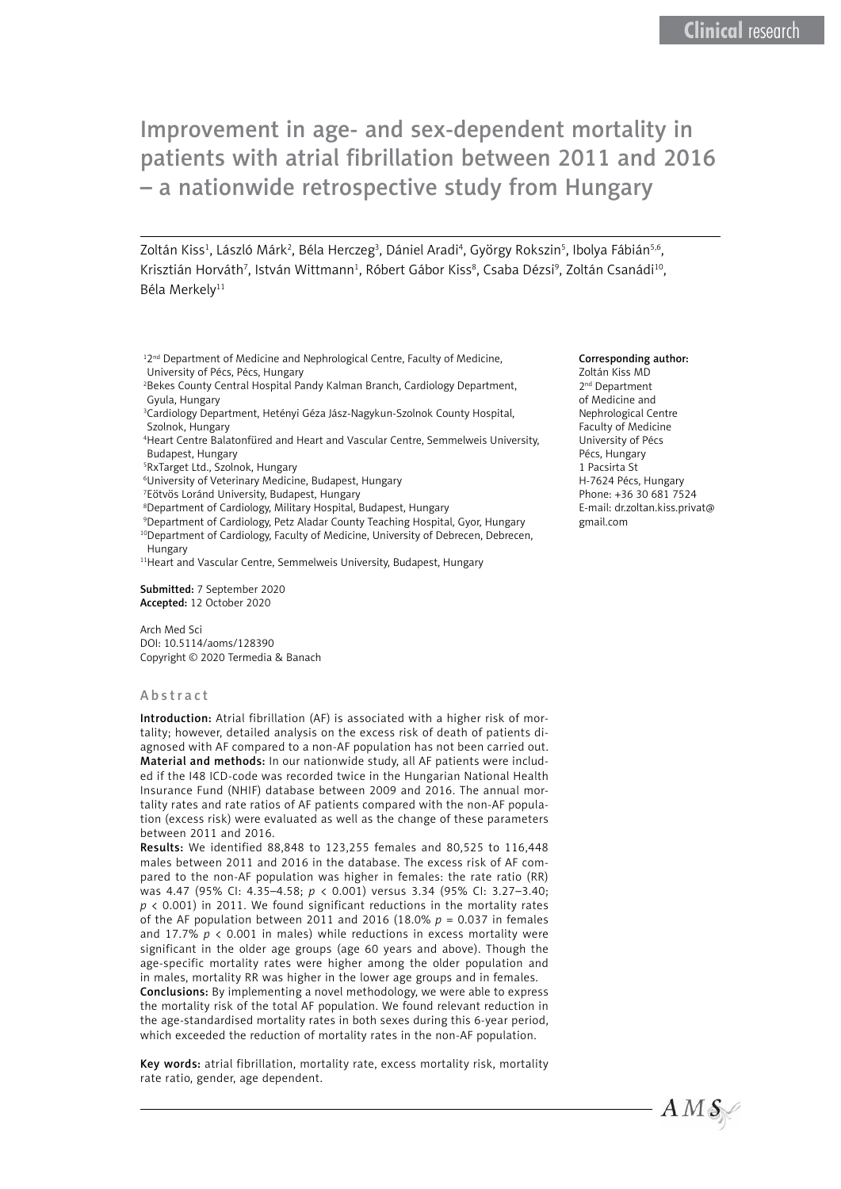Clinical research

# Improvement in age- and sex-dependent mortality in patients with atrial fibrillation between 2011 and 2016 – a nationwide retrospective study from Hungary

Zoltán Kiss[1], László Márk[2], Béla Herczeg[3], Dániel Aradi[4], György Rokszin[5], Ibolya Fábián[5,6], Krisztián Horváth[7], István Wittmann[1], Róbert Gábor Kiss[8], Csaba Dézsi[9], Zoltán Csanádi[10], Béla Merkely[11]

[1]2nd Department of Medicine and Nephrological Centre, Faculty of Medicine, University of Pécs, Pécs, Hungary
[2]Bekes County Central Hospital Pandy Kalman Branch, Cardiology Department, Gyula, Hungary
[3]Cardiology Department, Hetényi Géza Jász-Nagykun-Szolnok County Hospital, Szolnok, Hungary
[4]Heart Centre Balatonfüred and Heart and Vascular Centre, Semmelweis University, Budapest, Hungary
[5]RxTarget Ltd., Szolnok, Hungary
[6]University of Veterinary Medicine, Budapest, Hungary
[7]Eötvös Loránd University, Budapest, Hungary
[8]Department of Cardiology, Military Hospital, Budapest, Hungary
[9]Department of Cardiology, Petz Aladar County Teaching Hospital, Gyor, Hungary
[10]Department of Cardiology, Faculty of Medicine, University of Debrecen, Debrecen, Hungary
[11]Heart and Vascular Centre, Semmelweis University, Budapest, Hungary

**Submitted:** 7 September 2020
**Accepted:** 12 October 2020

Arch Med Sci
DOI: 10.5114/aoms/128390
Copyright © 2020 Termedia & Banach

**Corresponding author:**
Zoltán Kiss MD
2nd Department of Medicine and Nephrological Centre
Faculty of Medicine
University of Pécs
Pécs, Hungary
1 Pacsirta St
H-7624 Pécs, Hungary
Phone: +36 30 681 7524
E-mail: dr.zoltan.kiss.privat@gmail.com

## Abstract

**Introduction:** Atrial fibrillation (AF) is associated with a higher risk of mortality; however, detailed analysis on the excess risk of death of patients diagnosed with AF compared to a non-AF population has not been carried out.

**Material and methods:** In our nationwide study, all AF patients were included if the I48 ICD-code was recorded twice in the Hungarian National Health Insurance Fund (NHIF) database between 2009 and 2016. The annual mortality rates and rate ratios of AF patients compared with the non-AF population (excess risk) were evaluated as well as the change of these parameters between 2011 and 2016.

**Results:** We identified 88,848 to 123,255 females and 80,525 to 116,448 males between 2011 and 2016 in the database. The excess risk of AF compared to the non-AF population was higher in females: the rate ratio (RR) was 4.47 (95% CI: 4.35–4.58; $p < 0.001$) versus 3.34 (95% CI: 3.27–3.40; $p < 0.001$) in 2011. We found significant reductions in the mortality rates of the AF population between 2011 and 2016 (18.0% $p = 0.037$ in females and 17.7% $p < 0.001$ in males) while reductions in excess mortality were significant in the older age groups (age 60 years and above). Though the age-specific mortality rates were higher among the older population and in males, mortality RR was higher in the lower age groups and in females.

**Conclusions:** By implementing a novel methodology, we were able to express the mortality risk of the total AF population. We found relevant reduction in the age-standardised mortality rates in both sexes during this 6-year period, which exceeded the reduction of mortality rates in the non-AF population.

**Key words:** atrial fibrillation, mortality rate, excess mortality risk, mortality rate ratio, gender, age dependent.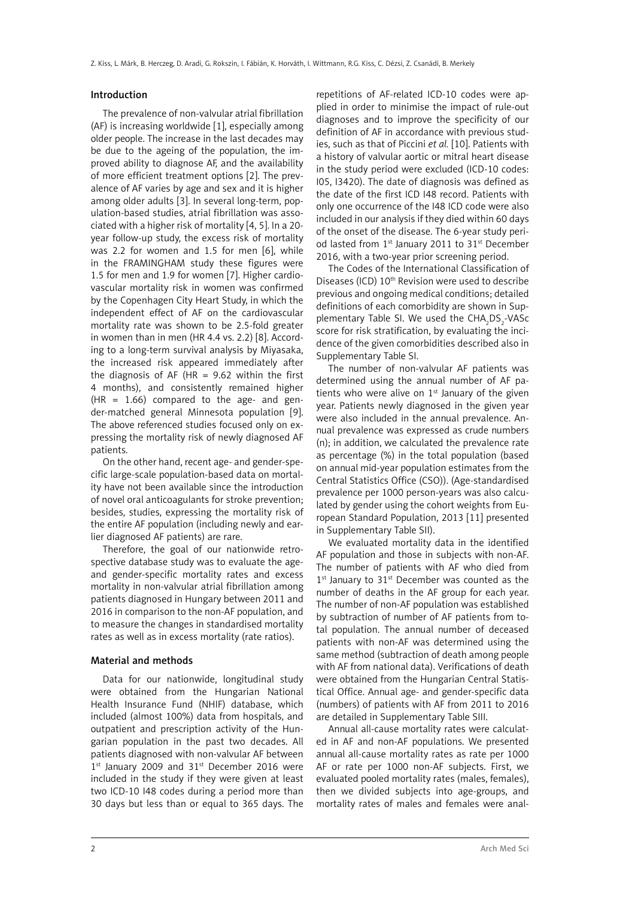## Introduction

The prevalence of non-valvular atrial fibrillation (AF) is increasing worldwide [1], especially among older people. The increase in the last decades may be due to the ageing of the population, the improved ability to diagnose AF, and the availability of more efficient treatment options [2]. The prevalence of AF varies by age and sex and it is higher among older adults [3]. In several long-term, population-based studies, atrial fibrillation was associated with a higher risk of mortality [4, 5]. In a 20-year follow-up study, the excess risk of mortality was 2.2 for women and 1.5 for men [6], while in the FRAMINGHAM study these figures were 1.5 for men and 1.9 for women [7]. Higher cardiovascular mortality risk in women was confirmed by the Copenhagen City Heart Study, in which the independent effect of AF on the cardiovascular mortality rate was shown to be 2.5-fold greater in women than in men (HR 4.4 vs. 2.2) [8]. According to a long-term survival analysis by Miyasaka, the increased risk appeared immediately after the diagnosis of AF (HR = 9.62 within the first 4 months), and consistently remained higher (HR = 1.66) compared to the age- and gender-matched general Minnesota population [9]. The above referenced studies focused only on expressing the mortality risk of newly diagnosed AF patients.

On the other hand, recent age- and gender-specific large-scale population-based data on mortality have not been available since the introduction of novel oral anticoagulants for stroke prevention; besides, studies, expressing the mortality risk of the entire AF population (including newly and earlier diagnosed AF patients) are rare.

Therefore, the goal of our nationwide retrospective database study was to evaluate the age- and gender-specific mortality rates and excess mortality in non-valvular atrial fibrillation among patients diagnosed in Hungary between 2011 and 2016 in comparison to the non-AF population, and to measure the changes in standardised mortality rates as well as in excess mortality (rate ratios).

## Material and methods

Data for our nationwide, longitudinal study were obtained from the Hungarian National Health Insurance Fund (NHIF) database, which included (almost 100%) data from hospitals, and outpatient and prescription activity of the Hungarian population in the past two decades. All patients diagnosed with non-valvular AF between 1st January 2009 and 31st December 2016 were included in the study if they were given at least two ICD-10 I48 codes during a period more than 30 days but less than or equal to 365 days. The repetitions of AF-related ICD-10 codes were applied in order to minimise the impact of rule-out diagnoses and to improve the specificity of our definition of AF in accordance with previous studies, such as that of Piccini *et al.* [10]. Patients with a history of valvular aortic or mitral heart disease in the study period were excluded (ICD-10 codes: I05, I3420). The date of diagnosis was defined as the date of the first ICD I48 record. Patients with only one occurrence of the I48 ICD code were also included in our analysis if they died within 60 days of the onset of the disease. The 6-year study period lasted from 1st January 2011 to 31st December 2016, with a two-year prior screening period.

The Codes of the International Classification of Diseases (ICD) 10th Revision were used to describe previous and ongoing medical conditions; detailed definitions of each comorbidity are shown in Supplementary Table SI. We used the $CHA_2DS_2$-VASc score for risk stratification, by evaluating the incidence of the given comorbidities described also in Supplementary Table SI.

The number of non-valvular AF patients was determined using the annual number of AF patients who were alive on 1st January of the given year. Patients newly diagnosed in the given year were also included in the annual prevalence. Annual prevalence was expressed as crude numbers (n); in addition, we calculated the prevalence rate as percentage (%) in the total population (based on annual mid-year population estimates from the Central Statistics Office (CSO)). (Age-standardised prevalence per 1000 person-years was also calculated by gender using the cohort weights from European Standard Population, 2013 [11] presented in Supplementary Table SII).

We evaluated mortality data in the identified AF population and those in subjects with non-AF. The number of patients with AF who died from 1st January to 31st December was counted as the number of deaths in the AF group for each year. The number of non-AF population was established by subtraction of number of AF patients from total population. The annual number of deceased patients with non-AF was determined using the same method (subtraction of death among people with AF from national data). Verifications of death were obtained from the Hungarian Central Statistical Office. Annual age- and gender-specific data (numbers) of patients with AF from 2011 to 2016 are detailed in Supplementary Table SIII.

Annual all-cause mortality rates were calculated in AF and non-AF populations. We presented annual all-cause mortality rates as rate per 1000 AF or rate per 1000 non-AF subjects. First, we evaluated pooled mortality rates (males, females), then we divided subjects into age-groups, and mortality rates of males and females were anal-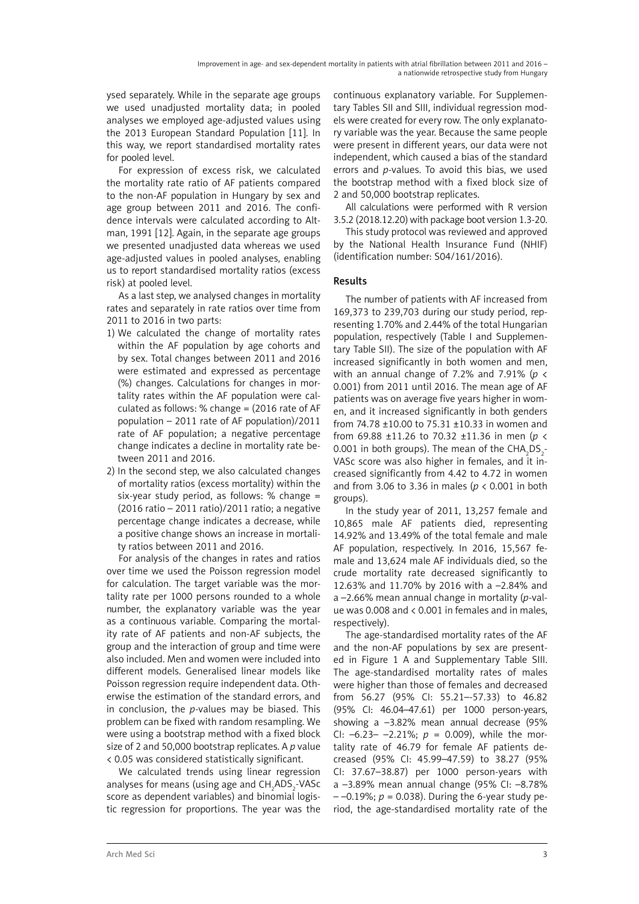ysed separately. While in the separate age groups we used unadjusted mortality data; in pooled analyses we employed age-adjusted values using the 2013 European Standard Population [11]. In this way, we report standardised mortality rates for pooled level.

For expression of excess risk, we calculated the mortality rate ratio of AF patients compared to the non-AF population in Hungary by sex and age group between 2011 and 2016. The confidence intervals were calculated according to Altman, 1991 [12]. Again, in the separate age groups we presented unadjusted data whereas we used age-adjusted values in pooled analyses, enabling us to report standardised mortality ratios (excess risk) at pooled level.

As a last step, we analysed changes in mortality rates and separately in rate ratios over time from 2011 to 2016 in two parts:

1) We calculated the change of mortality rates within the AF population by age cohorts and by sex. Total changes between 2011 and 2016 were estimated and expressed as percentage (%) changes. Calculations for changes in mortality rates within the AF population were calculated as follows: % change = (2016 rate of AF population – 2011 rate of AF population)/2011 rate of AF population; a negative percentage change indicates a decline in mortality rate between 2011 and 2016.
2) In the second step, we also calculated changes of mortality ratios (excess mortality) within the six-year study period, as follows: % change = (2016 ratio – 2011 ratio)/2011 ratio; a negative percentage change indicates a decrease, while a positive change shows an increase in mortality ratios between 2011 and 2016.

For analysis of the changes in rates and ratios over time we used the Poisson regression model for calculation. The target variable was the mortality rate per 1000 persons rounded to a whole number, the explanatory variable was the year as a continuous variable. Comparing the mortality rate of AF patients and non-AF subjects, the group and the interaction of group and time were also included. Men and women were included into different models. Generalised linear models like Poisson regression require independent data. Otherwise the estimation of the standard errors, and in conclusion, the *p*-values may be biased. This problem can be fixed with random resampling. We were using a bootstrap method with a fixed block size of 2 and 50,000 bootstrap replicates. A *p* value < 0.05 was considered statistically significant.

We calculated trends using linear regression analyses for means (using age and $CH_2ADS_2$-VASc score as dependent variables) and binomial logistic regression for proportions. The year was the continuous explanatory variable. For Supplementary Tables SII and SIII, individual regression models were created for every row. The only explanatory variable was the year. Because the same people were present in different years, our data were not independent, which caused a bias of the standard errors and *p*-values. To avoid this bias, we used the bootstrap method with a fixed block size of 2 and 50,000 bootstrap replicates.

All calculations were performed with R version 3.5.2 (2018.12.20) with package boot version 1.3-20.

This study protocol was reviewed and approved by the National Health Insurance Fund (NHIF) (identification number: S04/161/2016).

## Results

The number of patients with AF increased from 169,373 to 239,703 during our study period, representing 1.70% and 2.44% of the total Hungarian population, respectively (Table I and Supplementary Table SII). The size of the population with AF increased significantly in both women and men, with an annual change of 7.2% and 7.91% ($p$ < 0.001) from 2011 until 2016. The mean age of AF patients was on average five years higher in women, and it increased significantly in both genders from 74.78 ±10.00 to 75.31 ±10.33 in women and from 69.88 ±11.26 to 70.32 ±11.36 in men ($p$ < 0.001 in both groups). The mean of the $CHA_2DS_2$-VASc score was also higher in females, and it increased significantly from 4.42 to 4.72 in women and from 3.06 to 3.36 in males ($p$ < 0.001 in both groups).

In the study year of 2011, 13,257 female and 10,865 male AF patients died, representing 14.92% and 13.49% of the total female and male AF population, respectively. In 2016, 15,567 female and 13,624 male AF individuals died, so the crude mortality rate decreased significantly to 12.63% and 11.70% by 2016 with a –2.84% and a –2.66% mean annual change in mortality (*p*-value was 0.008 and < 0.001 in females and in males, respectively).

The age-standardised mortality rates of the AF and the non-AF populations by sex are presented in Figure 1 A and Supplementary Table SIII. The age-standardised mortality rates of males were higher than those of females and decreased from 56.27 (95% CI: 55.21–-57.33) to 46.82 (95% CI: 46.04–47.61) per 1000 person-years, showing a –3.82% mean annual decrease (95% CI: –6.23– –2.21%; $p$ = 0.009), while the mortality rate of 46.79 for female AF patients decreased (95% CI: 45.99–47.59) to 38.27 (95% CI: 37.67–38.87) per 1000 person-years with a –3.89% mean annual change (95% CI: –8.78% – –0.19%; $p$ = 0.038). During the 6-year study period, the age-standardised mortality rate of the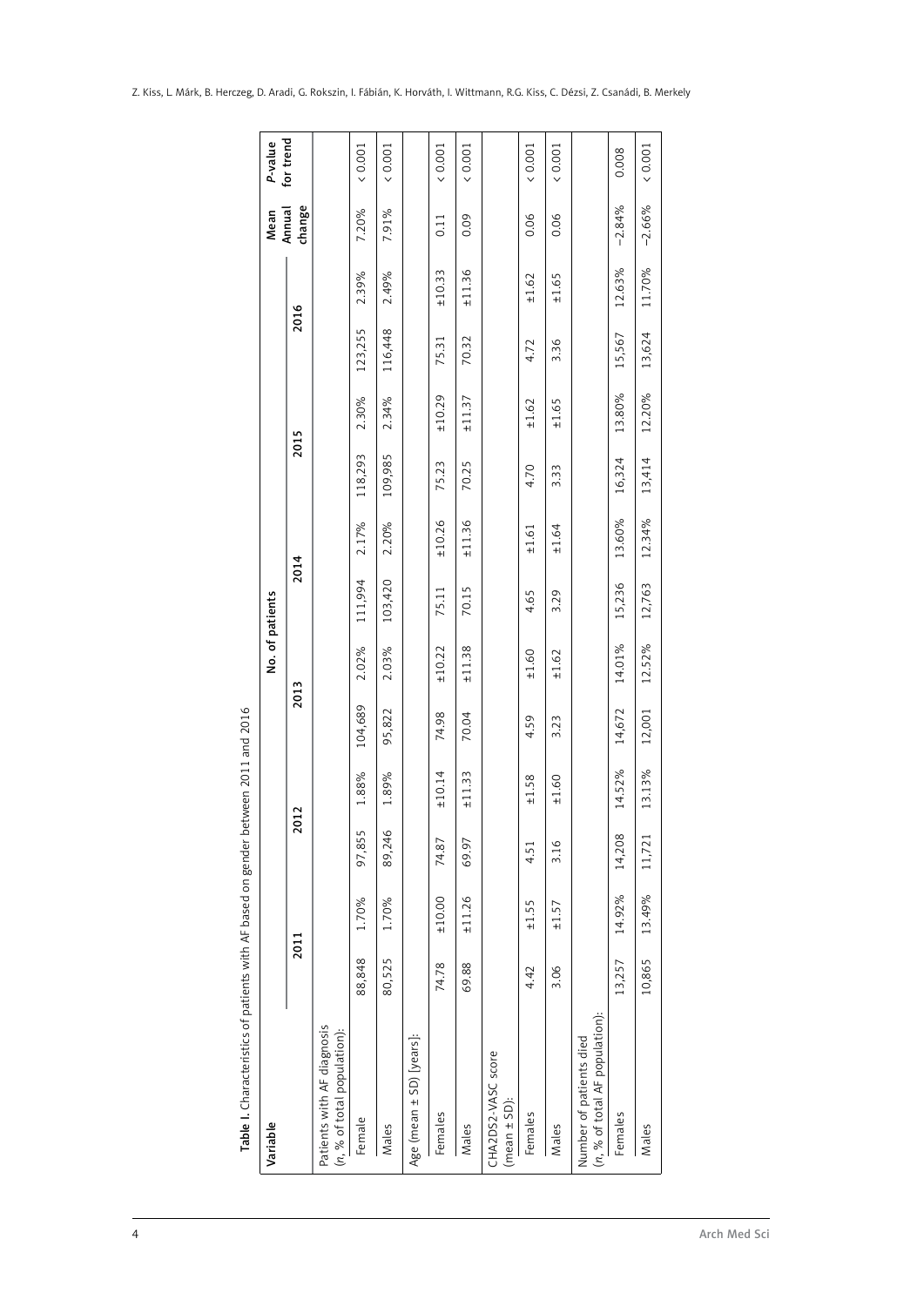**Table I.** Characteristics of patients with AF based on gender between 2011 and 2016

| Variable | No. of patients | | | | | | | | | | | | Mean Annual change | *P*-value for trend |
|---|---|---|---|---|---|---|---|---|---|---|---|---|---|---|
| | 2011 | | 2012 | | 2013 | | 2014 | | 2015 | | 2016 | | | |
| Patients with AF diagnosis (*n*, % of total population): | | | | | | | | | | | | | | |
| Female | 88,848 | 1.70% | 97,855 | 1.88% | 104,689 | 2.02% | 111,994 | 2.17% | 118,293 | 2.30% | 123,255 | 2.39% | 7.20% | < 0.001 |
| Males | 80,525 | 1.70% | 89,246 | 1.89% | 95,822 | 2.03% | 103,420 | 2.20% | 109,985 | 2.34% | 116,448 | 2.49% | 7.91% | < 0.001 |
| Age (mean ± SD) [years]: | | | | | | | | | | | | | | |
| Females | 74.78 | ±10.00 | 74.87 | ±10.14 | 74.98 | ±10.22 | 75.11 | ±10.26 | 75.23 | ±10.29 | 75.31 | ±10.33 | 0.11 | < 0.001 |
| Males | 69.88 | ±11.26 | 69.97 | ±11.33 | 70.04 | ±11.38 | 70.15 | ±11.36 | 70.25 | ±11.37 | 70.32 | ±11.36 | 0.09 | < 0.001 |
| CHA2DS2-VASC score (mean ± SD): | | | | | | | | | | | | | | |
| Females | 4.42 | ±1.55 | 4.51 | ±1.58 | 4.59 | ±1.60 | 4.65 | ±1.61 | 4.70 | ±1.62 | 4.72 | ±1.62 | 0.06 | < 0.001 |
| Males | 3.06 | ±1.57 | 3.16 | ±1.60 | 3.23 | ±1.62 | 3.29 | ±1.64 | 3.33 | ±1.65 | 3.36 | ±1.65 | 0.06 | < 0.001 |
| Number of patients died (*n*, % of total AF population): | | | | | | | | | | | | | | |
| Females | 13,257 | 14.92% | 14,208 | 14.52% | 14,672 | 14.01% | 15,236 | 13.60% | 16,324 | 13.80% | 15,567 | 12.63% | –2.84% | 0.008 |
| Males | 10,865 | 13.49% | 11,721 | 13.13% | 12,001 | 12.52% | 12,763 | 12.34% | 13,414 | 12.20% | 13,624 | 11.70% | –2.66% | < 0.001 |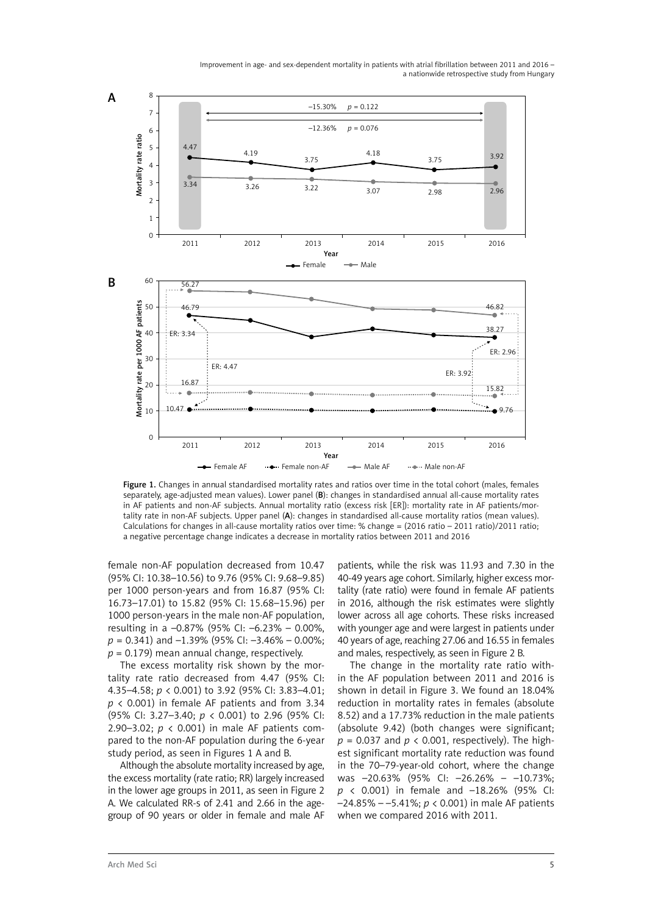Figure 1. Changes in annual standardised mortality rates and ratios over time in the total cohort (males, females separately, age-adjusted mean values). Lower panel (**B**): changes in standardised annual all-cause mortality rates in AF patients and non-AF subjects. Annual mortality ratio (excess risk [ER]): mortality rate in AF patients/mortality rate in non-AF subjects. Upper panel (**A**): changes in standardised all-cause mortality ratios (mean values). Calculations for changes in all-cause mortality ratios over time: % change = (2016 ratio – 2011 ratio)/2011 ratio; a negative percentage change indicates a decrease in mortality ratios between 2011 and 2016

female non-AF population decreased from 10.47 (95% CI: 10.38–10.56) to 9.76 (95% CI: 9.68–9.85) per 1000 person-years and from 16.87 (95% CI: 16.73–17.01) to 15.82 (95% CI: 15.68–15.96) per 1000 person-years in the male non-AF population, resulting in a –0.87% (95% CI: –6.23% – 0.00%, $p = 0.341$) and –1.39% (95% CI: –3.46% – 0.00%; $p = 0.179$) mean annual change, respectively.

The excess mortality risk shown by the mortality rate ratio decreased from 4.47 (95% CI: 4.35–4.58; $p < 0.001$) to 3.92 (95% CI: 3.83–4.01; $p < 0.001$) in female AF patients and from 3.34 (95% CI: 3.27–3.40; $p < 0.001$) to 2.96 (95% CI: 2.90–3.02; $p < 0.001$) in male AF patients compared to the non-AF population during the 6-year study period, as seen in Figures 1 A and B.

Although the absolute mortality increased by age, the excess mortality (rate ratio; RR) largely increased in the lower age groups in 2011, as seen in Figure 2 A. We calculated RR-s of 2.41 and 2.66 in the age-group of 90 years or older in female and male AF patients, while the risk was 11.93 and 7.30 in the 40-49 years age cohort. Similarly, higher excess mortality (rate ratio) were found in female AF patients in 2016, although the risk estimates were slightly lower across all age cohorts. These risks increased with younger age and were largest in patients under 40 years of age, reaching 27.06 and 16.55 in females and males, respectively, as seen in Figure 2 B.

The change in the mortality rate ratio within the AF population between 2011 and 2016 is shown in detail in Figure 3. We found an 18.04% reduction in mortality rates in females (absolute 8.52) and a 17.73% reduction in the male patients (absolute 9.42) (both changes were significant; $p = 0.037$ and $p < 0.001$, respectively). The highest significant mortality rate reduction was found in the 70–79-year-old cohort, where the change was –20.63% (95% CI: –26.26% – –10.73%; $p < 0.001$) in female and –18.26% (95% CI: –24.85% – –5.41%; $p < 0.001$) in male AF patients when we compared 2016 with 2011.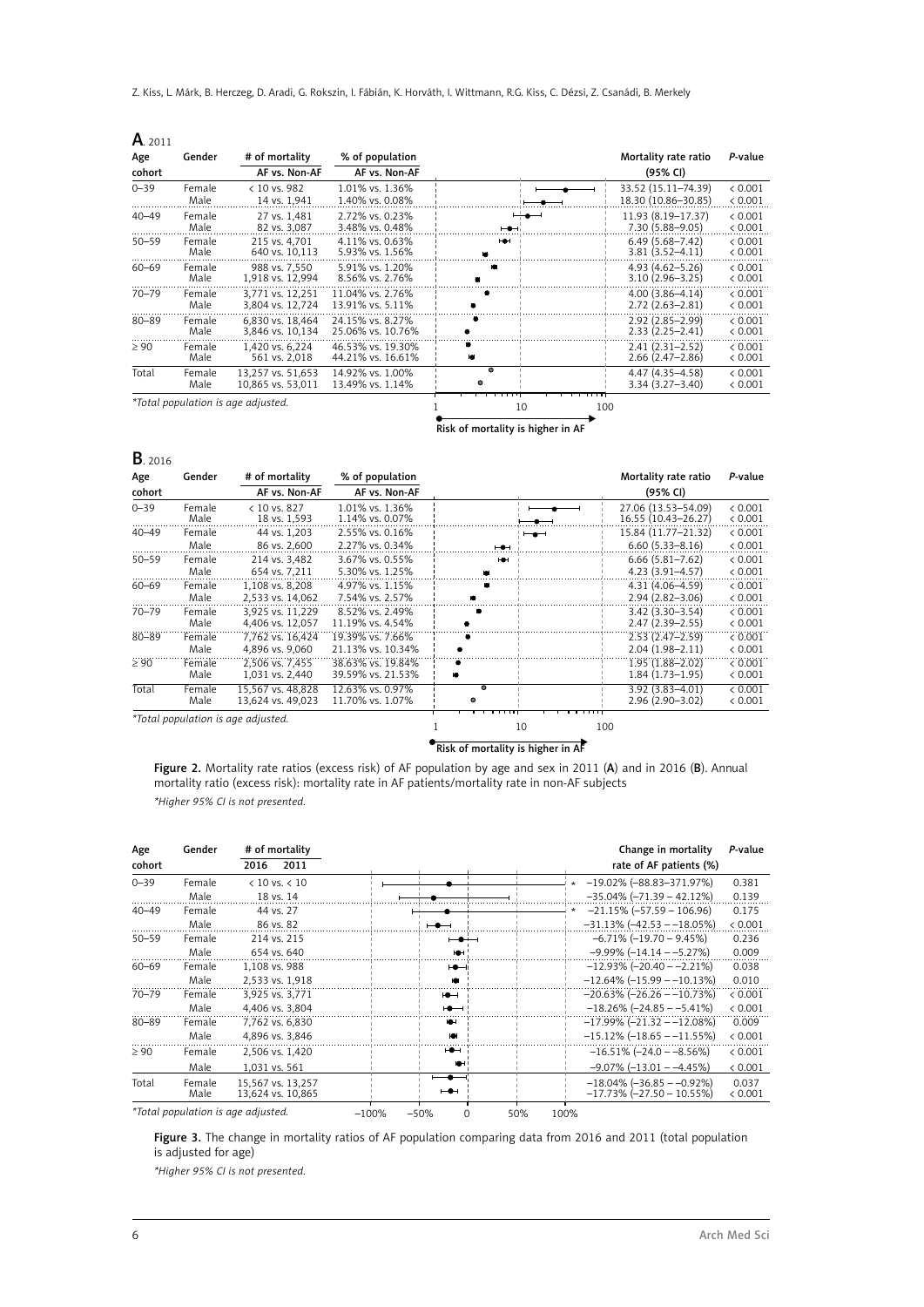**A**. 2011

| Age cohort | Gender | # of mortality AF vs. Non-AF | % of population AF vs. Non-AF | Mortality rate ratio (95% CI) | P-value |
|---|---|---|---|---|---|
| 0–39 | Female | < 10 vs. 982 | 1.01% vs. 1.36% | 33.52 (15.11–74.39) | < 0.001 |
| | Male | 14 vs. 1,941 | 1.40% vs. 0.08% | 18.30 (10.86–30.85) | < 0.001 |
| 40–49 | Female | 27 vs. 1,481 | 2.72% vs. 0.23% | 11.93 (8.19–17.37) | < 0.001 |
| | Male | 82 vs. 3,087 | 3.48% vs. 0.48% | 7.30 (5.88–9.05) | < 0.001 |
| 50–59 | Female | 215 vs. 4,701 | 4.11% vs. 0.63% | 6.49 (5.68–7.42) | < 0.001 |
| | Male | 640 vs. 10,113 | 5.93% vs. 1.56% | 3.81 (3.52–4.11) | < 0.001 |
| 60–69 | Female | 988 vs. 7,550 | 5.91% vs. 1.20% | 4.93 (4.62–5.26) | < 0.001 |
| | Male | 1,918 vs. 12,994 | 8.56% vs. 2.76% | 3.10 (2.96–3.25) | < 0.001 |
| 70–79 | Female | 3,771 vs. 12,251 | 11.04% vs. 2.76% | 4.00 (3.86–4.14) | < 0.001 |
| | Male | 3,804 vs. 12,724 | 13.91% vs. 5.11% | 2.72 (2.63–2.81) | < 0.001 |
| 80–89 | Female | 6,830 vs. 18,464 | 24.15% vs. 8.27% | 2.92 (2.85–2.99) | < 0.001 |
| | Male | 3,846 vs. 10,134 | 25.06% vs. 10.76% | 2.33 (2.25–2.41) | < 0.001 |
| ≥ 90 | Female | 1,420 vs. 6,224 | 46.53% vs. 19.30% | 2.41 (2.31–2.52) | < 0.001 |
| | Male | 561 vs. 2,018 | 44.21% vs. 16.61% | 2.66 (2.47–2.86) | < 0.001 |
| Total | Female | 13,257 vs. 51,653 | 14.92% vs. 1.00% | 4.47 (4.35–4.58) | < 0.001 |
| | Male | 10,865 vs. 53,011 | 13.49% vs. 1.14% | 3.34 (3.27–3.40) | < 0.001 |

*Total population is age adjusted.

Risk of mortality is higher in AF

**B**. 2016

| Age cohort | Gender | # of mortality AF vs. Non-AF | % of population AF vs. Non-AF | Mortality rate ratio (95% CI) | P-value |
|---|---|---|---|---|---|
| 0–39 | Female | < 10 vs. 827 | 1.01% vs. 1.36% | 27.06 (13.53–54.09) | < 0.001 |
| | Male | 18 vs. 1,593 | 1.14% vs. 0.07% | 16.55 (10.43–26.27) | < 0.001 |
| 40–49 | Female | 44 vs. 1,203 | 2.55% vs. 0.16% | 15.84 (11.77–21.32) | < 0.001 |
| | Male | 86 vs. 2,600 | 2.27% vs. 0.34% | 6.60 (5.33–8.16) | < 0.001 |
| 50–59 | Female | 214 vs. 3,482 | 3.67% vs. 0.55% | 6.66 (5.81–7.62) | < 0.001 |
| | Male | 654 vs. 7,211 | 5.30% vs. 1.25% | 4.23 (3.91–4.57) | < 0.001 |
| 60–69 | Female | 1,108 vs. 8,208 | 4.97% vs. 1.15% | 4.31 (4.06–4.59) | < 0.001 |
| | Male | 2,533 vs. 14,062 | 7.54% vs. 2.57% | 2.94 (2.82–3.06) | < 0.001 |
| 70–79 | Female | 3,925 vs. 11,229 | 8.52% vs. 2.49% | 3.42 (3.30–3.54) | < 0.001 |
| | Male | 4,406 vs. 12,057 | 11.19% vs. 4.54% | 2.47 (2.39–2.55) | < 0.001 |
| 80–89 | Female | 7,762 vs. 16,424 | 19.39% vs. 7.66% | 2.53 (2.47–2.59) | < 0.001 |
| | Male | 4,896 vs. 9,060 | 21.13% vs. 10.34% | 2.04 (1.98–2.11) | < 0.001 |
| ≥ 90 | Female | 2,506 vs. 7,455 | 38.63% vs. 19.84% | 1.95 (1.88–2.02) | < 0.001 |
| | Male | 1,031 vs. 2,440 | 39.59% vs. 21.53% | 1.84 (1.73–1.95) | < 0.001 |
| Total | Female | 15,567 vs. 48,828 | 12.63% vs. 0.97% | 3.92 (3.83–4.01) | < 0.001 |
| | Male | 13,624 vs. 49,023 | 11.70% vs. 1.07% | 2.96 (2.90–3.02) | < 0.001 |

*Total population is age adjusted.

Risk of mortality is higher in AF

**Figure 2.** Mortality rate ratios (excess risk) of AF population by age and sex in 2011 (**A**) and in 2016 (**B**). Annual mortality ratio (excess risk): mortality rate in AF patients/mortality rate in non-AF subjects

*\*Higher 95% CI is not presented.*

| Age cohort | Gender | # of mortality 2016 2011 | Change in mortality rate of AF patients (%) | P-value |
|---|---|---|---|---|
| 0–39 | Female | < 10 vs. < 10 | * –19.02% (–88.83–371.97%) | 0.381 |
| | Male | 18 vs. 14 | –35.04% (–71.39 – 42.12%) | 0.139 |
| 40–49 | Female | 44 vs. 27 | * –21.15% (–57.59 – 106.96) | 0.175 |
| | Male | 86 vs. 82 | –31.13% (–42.53 – –18.05%) | < 0.001 |
| 50–59 | Female | 214 vs. 215 | –6.71% (–19.70 – 9.45%) | 0.236 |
| | Male | 654 vs. 640 | –9.99% (–14.14 – –5.27%) | 0.009 |
| 60–69 | Female | 1,108 vs. 988 | –12.93% (–20.40 – –2.21%) | 0.038 |
| | Male | 2,533 vs. 1,918 | –12.64% (–15.99 – –10.13%) | 0.010 |
| 70–79 | Female | 3,925 vs. 3,771 | –20.63% (–26.26 – –10.73%) | < 0.001 |
| | Male | 4,406 vs. 3,804 | –18.26% (–24.85 – –5.41%) | < 0.001 |
| 80–89 | Female | 7,762 vs. 6,830 | –17.99% (–21.32 – –12.08%) | 0.009 |
| | Male | 4,896 vs. 3,846 | –15.12% (–18.65 – –11.55%) | < 0.001 |
| ≥ 90 | Female | 2,506 vs. 1,420 | –16.51% (–24.0 – –8.56%) | < 0.001 |
| | Male | 1,031 vs. 561 | –9.07% (–13.01 – –4.45%) | < 0.001 |
| Total | Female | 15,567 vs. 13,257 | –18.04% (–36.85 – –0.92%) | 0.037 |
| | Male | 13,624 vs. 10,865 | –17.73% (–27.50 – 10.55%) | < 0.001 |

*Total population is age adjusted.

**Figure 3.** The change in mortality ratios of AF population comparing data from 2016 and 2011 (total population is adjusted for age)

*\*Higher 95% CI is not presented.*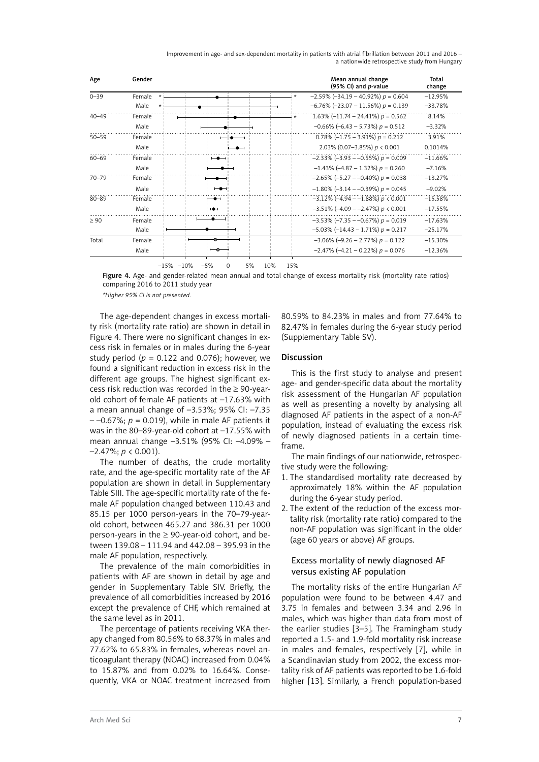| Age | Gender | Mean annual change (95% CI) and *p*-value | Total change |
|---|---|---|---|
| 0–39 | Female | –2.59% (–34.19 – 40.92%) *p* = 0.604 | –12.95% |
| | Male | –6.76% (–23.07 – 11.56%) *p* = 0.139 | –33.78% |
| 40–49 | Female | 1.63% (–11.74 – 24.41%) *p* = 0.562 | 8.14% |
| | Male | –0.66% (–6.43 – 5.73%) *p* = 0.512 | –3.32% |
| 50–59 | Female | 0.78% (–1.75 – 3.91%) *p* = 0.212 | 3.91% |
| | Male | 2.03% (0.07–3.85%) *p* < 0.001 | 0.1014% |
| 60–69 | Female | –2.33% (–3.93 – –0.55%) *p* = 0.009 | –11.66% |
| | Male | –1.43% (–4.87 – 1.32%) *p* = 0.260 | –7.16% |
| 70–79 | Female | –2.65% (–5.27 – –0.40%) *p* = 0.038 | –13.27% |
| | Male | –1.80% (–3.14 – –0.39%) *p* = 0.045 | –9.02% |
| 80–89 | Female | –3.12% (–4.94 – –1.88%) *p* < 0.001 | –15.58% |
| | Male | –3.51% (–4.09 – –2.47%) *p* < 0.001 | –17.55% |
| ≥ 90 | Female | –3.53% (–7.35 – –0.67%) *p* = 0.019 | –17.63% |
| | Male | –5.03% (–14.43 – 1.71%) *p* = 0.217 | –25.17% |
| Total | Female | –3.06% (–9.26 – 2.77%) *p* = 0.122 | –15.30% |
| | Male | –2.47% (–4.21 – 0.22%) *p* = 0.076 | –12.36% |

**Figure 4.** Age- and gender-related mean annual and total change of excess mortality risk (mortality rate ratios) comparing 2016 to 2011 study year

*\*Higher 95% CI is not presented.*

The age-dependent changes in excess mortality risk (mortality rate ratio) are shown in detail in Figure 4. There were no significant changes in excess risk in females or in males during the 6-year study period ($p$ = 0.122 and 0.076); however, we found a significant reduction in excess risk in the different age groups. The highest significant excess risk reduction was recorded in the ≥ 90-year-old cohort of female AF patients at –17.63% with a mean annual change of –3.53%; 95% CI: –7.35 – –0.67%; $p$ = 0.019), while in male AF patients it was in the 80–89-year-old cohort at –17.55% with mean annual change –3.51% (95% CI: –4.09% – –2.47%; $p$ < 0.001).

The number of deaths, the crude mortality rate, and the age-specific mortality rate of the AF population are shown in detail in Supplementary Table SIII. The age-specific mortality rate of the female AF population changed between 110.43 and 85.15 per 1000 person-years in the 70–79-year-old cohort, between 465.27 and 386.31 per 1000 person-years in the ≥ 90-year-old cohort, and between 139.08 – 111.94 and 442.08 – 395.93 in the male AF population, respectively.

The prevalence of the main comorbidities in patients with AF are shown in detail by age and gender in Supplementary Table SIV. Briefly, the prevalence of all comorbidities increased by 2016 except the prevalence of CHF, which remained at the same level as in 2011.

The percentage of patients receiving VKA therapy changed from 80.56% to 68.37% in males and 77.62% to 65.83% in females, whereas novel anticoagulant therapy (NOAC) increased from 0.04% to 15.87% and from 0.02% to 16.64%. Consequently, VKA or NOAC treatment increased from 80.59% to 84.23% in males and from 77.64% to 82.47% in females during the 6-year study period (Supplementary Table SV).

## Discussion

This is the first study to analyse and present age- and gender-specific data about the mortality risk assessment of the Hungarian AF population as well as presenting a novelty by analysing all diagnosed AF patients in the aspect of a non-AF population, instead of evaluating the excess risk of newly diagnosed patients in a certain timeframe.

The main findings of our nationwide, retrospective study were the following:

1. The standardised mortality rate decreased by approximately 18% within the AF population during the 6-year study period.
2. The extent of the reduction of the excess mortality risk (mortality rate ratio) compared to the non-AF population was significant in the older (age 60 years or above) AF groups.

### Excess mortality of newly diagnosed AF versus existing AF population

The mortality risks of the entire Hungarian AF population were found to be between 4.47 and 3.75 in females and between 3.34 and 2.96 in males, which was higher than data from most of the earlier studies [3–5]. The Framingham study reported a 1.5- and 1.9-fold mortality risk increase in males and females, respectively [7], while in a Scandinavian study from 2002, the excess mortality risk of AF patients was reported to be 1.6-fold higher [13]. Similarly, a French population-based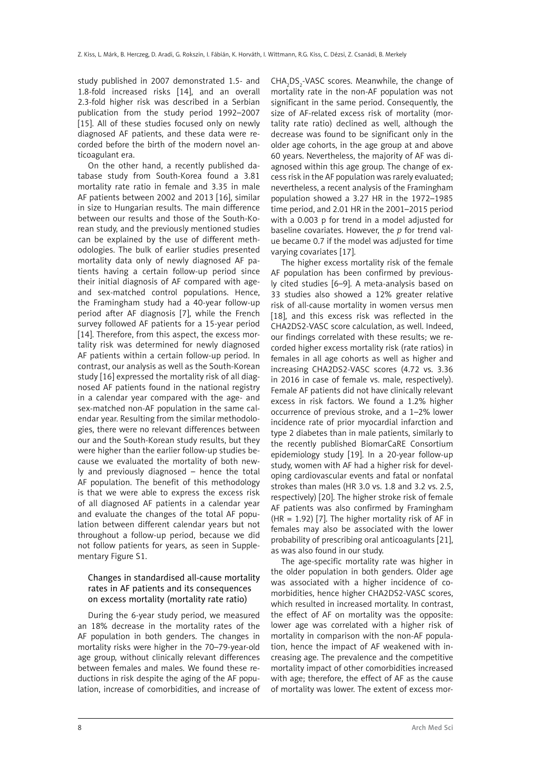study published in 2007 demonstrated 1.5- and 1.8-fold increased risks [14], and an overall 2.3-fold higher risk was described in a Serbian publication from the study period 1992–2007 [15]. All of these studies focused only on newly diagnosed AF patients, and these data were recorded before the birth of the modern novel anticoagulant era.

On the other hand, a recently published database study from South-Korea found a 3.81 mortality rate ratio in female and 3.35 in male AF patients between 2002 and 2013 [16], similar in size to Hungarian results. The main difference between our results and those of the South-Korean study, and the previously mentioned studies can be explained by the use of different methodologies. The bulk of earlier studies presented mortality data only of newly diagnosed AF patients having a certain follow-up period since their initial diagnosis of AF compared with age- and sex-matched control populations. Hence, the Framingham study had a 40-year follow-up period after AF diagnosis [7], while the French survey followed AF patients for a 15-year period [14]. Therefore, from this aspect, the excess mortality risk was determined for newly diagnosed AF patients within a certain follow-up period. In contrast, our analysis as well as the South-Korean study [16] expressed the mortality risk of all diagnosed AF patients found in the national registry in a calendar year compared with the age- and sex-matched non-AF population in the same calendar year. Resulting from the similar methodologies, there were no relevant differences between our and the South-Korean study results, but they were higher than the earlier follow-up studies because we evaluated the mortality of both newly and previously diagnosed – hence the total AF population. The benefit of this methodology is that we were able to express the excess risk of all diagnosed AF patients in a calendar year and evaluate the changes of the total AF population between different calendar years but not throughout a follow-up period, because we did not follow patients for years, as seen in Supplementary Figure S1.

### Changes in standardised all-cause mortality rates in AF patients and its consequences on excess mortality (mortality rate ratio)

During the 6-year study period, we measured an 18% decrease in the mortality rates of the AF population in both genders. The changes in mortality risks were higher in the 70–79-year-old age group, without clinically relevant differences between females and males. We found these reductions in risk despite the aging of the AF population, increase of comorbidities, and increase of $CHA_2DS_2$-VASC scores. Meanwhile, the change of mortality rate in the non-AF population was not significant in the same period. Consequently, the size of AF-related excess risk of mortality (mortality rate ratio) declined as well, although the decrease was found to be significant only in the older age cohorts, in the age group at and above 60 years. Nevertheless, the majority of AF was diagnosed within this age group. The change of excess risk in the AF population was rarely evaluated; nevertheless, a recent analysis of the Framingham population showed a 3.27 HR in the 1972–1985 time period, and 2.01 HR in the 2001–2015 period with a 0.003 p for trend in a model adjusted for baseline covariates. However, the *p* for trend value became 0.7 if the model was adjusted for time varying covariates [17].

The higher excess mortality risk of the female AF population has been confirmed by previously cited studies [6–9]. A meta-analysis based on 33 studies also showed a 12% greater relative risk of all-cause mortality in women versus men [18], and this excess risk was reflected in the CHA2DS2-VASC score calculation, as well. Indeed, our findings correlated with these results; we recorded higher excess mortality risk (rate ratios) in females in all age cohorts as well as higher and increasing CHA2DS2-VASC scores (4.72 vs. 3.36 in 2016 in case of female vs. male, respectively). Female AF patients did not have clinically relevant excess in risk factors. We found a 1.2% higher occurrence of previous stroke, and a 1–2% lower incidence rate of prior myocardial infarction and type 2 diabetes than in male patients, similarly to the recently published BiomarCaRE Consortium epidemiology study [19]. In a 20-year follow-up study, women with AF had a higher risk for developing cardiovascular events and fatal or nonfatal strokes than males (HR 3.0 vs. 1.8 and 3.2 vs. 2.5, respectively) [20]. The higher stroke risk of female AF patients was also confirmed by Framingham (HR = 1.92) [7]. The higher mortality risk of AF in females may also be associated with the lower probability of prescribing oral anticoagulants [21], as was also found in our study.

The age-specific mortality rate was higher in the older population in both genders. Older age was associated with a higher incidence of comorbidities, hence higher CHA2DS2-VASC scores, which resulted in increased mortality. In contrast, the effect of AF on mortality was the opposite: lower age was correlated with a higher risk of mortality in comparison with the non-AF population, hence the impact of AF weakened with increasing age. The prevalence and the competitive mortality impact of other comorbidities increased with age; therefore, the effect of AF as the cause of mortality was lower. The extent of excess mor-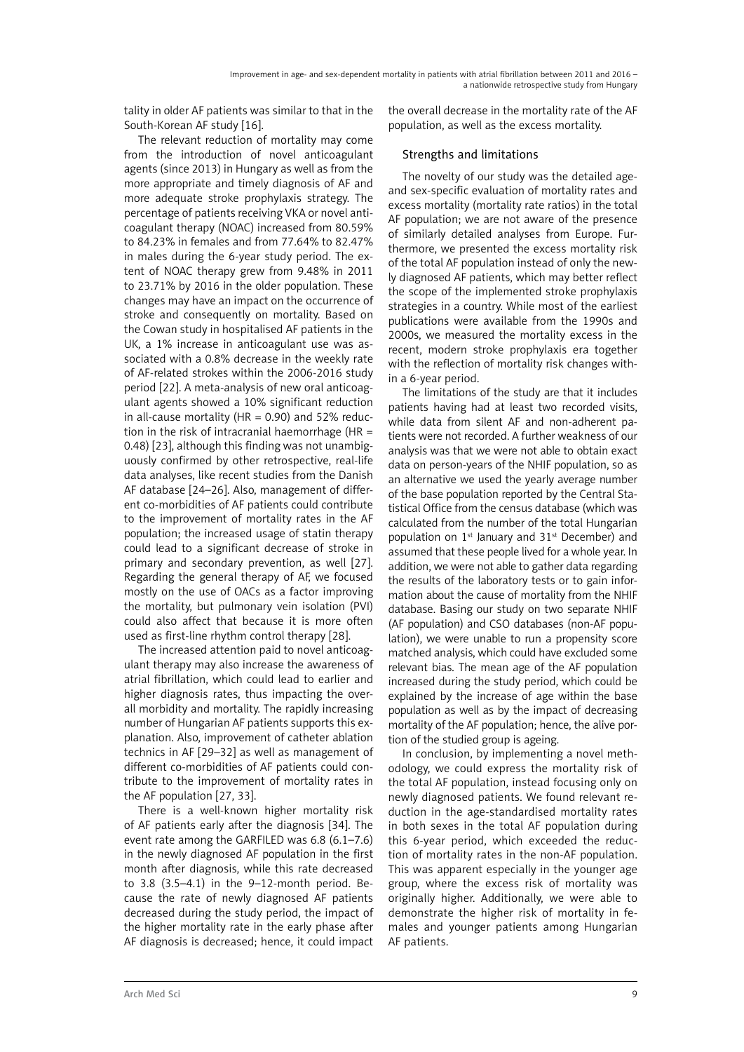tality in older AF patients was similar to that in the South-Korean AF study [16].

The relevant reduction of mortality may come from the introduction of novel anticoagulant agents (since 2013) in Hungary as well as from the more appropriate and timely diagnosis of AF and more adequate stroke prophylaxis strategy. The percentage of patients receiving VKA or novel anticoagulant therapy (NOAC) increased from 80.59% to 84.23% in females and from 77.64% to 82.47% in males during the 6-year study period. The extent of NOAC therapy grew from 9.48% in 2011 to 23.71% by 2016 in the older population. These changes may have an impact on the occurrence of stroke and consequently on mortality. Based on the Cowan study in hospitalised AF patients in the UK, a 1% increase in anticoagulant use was associated with a 0.8% decrease in the weekly rate of AF-related strokes within the 2006-2016 study period [22]. A meta-analysis of new oral anticoagulant agents showed a 10% significant reduction in all-cause mortality (HR = 0.90) and 52% reduction in the risk of intracranial haemorrhage (HR = 0.48) [23], although this finding was not unambiguously confirmed by other retrospective, real-life data analyses, like recent studies from the Danish AF database [24–26]. Also, management of different co-morbidities of AF patients could contribute to the improvement of mortality rates in the AF population; the increased usage of statin therapy could lead to a significant decrease of stroke in primary and secondary prevention, as well [27]. Regarding the general therapy of AF, we focused mostly on the use of OACs as a factor improving the mortality, but pulmonary vein isolation (PVI) could also affect that because it is more often used as first-line rhythm control therapy [28].

The increased attention paid to novel anticoagulant therapy may also increase the awareness of atrial fibrillation, which could lead to earlier and higher diagnosis rates, thus impacting the overall morbidity and mortality. The rapidly increasing number of Hungarian AF patients supports this explanation. Also, improvement of catheter ablation technics in AF [29–32] as well as management of different co-morbidities of AF patients could contribute to the improvement of mortality rates in the AF population [27, 33].

There is a well-known higher mortality risk of AF patients early after the diagnosis [34]. The event rate among the GARFILED was 6.8 (6.1–7.6) in the newly diagnosed AF population in the first month after diagnosis, while this rate decreased to 3.8 (3.5–4.1) in the 9–12-month period. Because the rate of newly diagnosed AF patients decreased during the study period, the impact of the higher mortality rate in the early phase after AF diagnosis is decreased; hence, it could impact the overall decrease in the mortality rate of the AF population, as well as the excess mortality.

## Strengths and limitations

The novelty of our study was the detailed age- and sex-specific evaluation of mortality rates and excess mortality (mortality rate ratios) in the total AF population; we are not aware of the presence of similarly detailed analyses from Europe. Furthermore, we presented the excess mortality risk of the total AF population instead of only the newly diagnosed AF patients, which may better reflect the scope of the implemented stroke prophylaxis strategies in a country. While most of the earliest publications were available from the 1990s and 2000s, we measured the mortality excess in the recent, modern stroke prophylaxis era together with the reflection of mortality risk changes within a 6-year period.

The limitations of the study are that it includes patients having had at least two recorded visits, while data from silent AF and non-adherent patients were not recorded. A further weakness of our analysis was that we were not able to obtain exact data on person-years of the NHIF population, so as an alternative we used the yearly average number of the base population reported by the Central Statistical Office from the census database (which was calculated from the number of the total Hungarian population on 1st January and 31st December) and assumed that these people lived for a whole year. In addition, we were not able to gather data regarding the results of the laboratory tests or to gain information about the cause of mortality from the NHIF database. Basing our study on two separate NHIF (AF population) and CSO databases (non-AF population), we were unable to run a propensity score matched analysis, which could have excluded some relevant bias. The mean age of the AF population increased during the study period, which could be explained by the increase of age within the base population as well as by the impact of decreasing mortality of the AF population; hence, the alive portion of the studied group is ageing.

In conclusion, by implementing a novel methodology, we could express the mortality risk of the total AF population, instead focusing only on newly diagnosed patients. We found relevant reduction in the age-standardised mortality rates in both sexes in the total AF population during this 6-year period, which exceeded the reduction of mortality rates in the non-AF population. This was apparent especially in the younger age group, where the excess risk of mortality was originally higher. Additionally, we were able to demonstrate the higher risk of mortality in females and younger patients among Hungarian AF patients.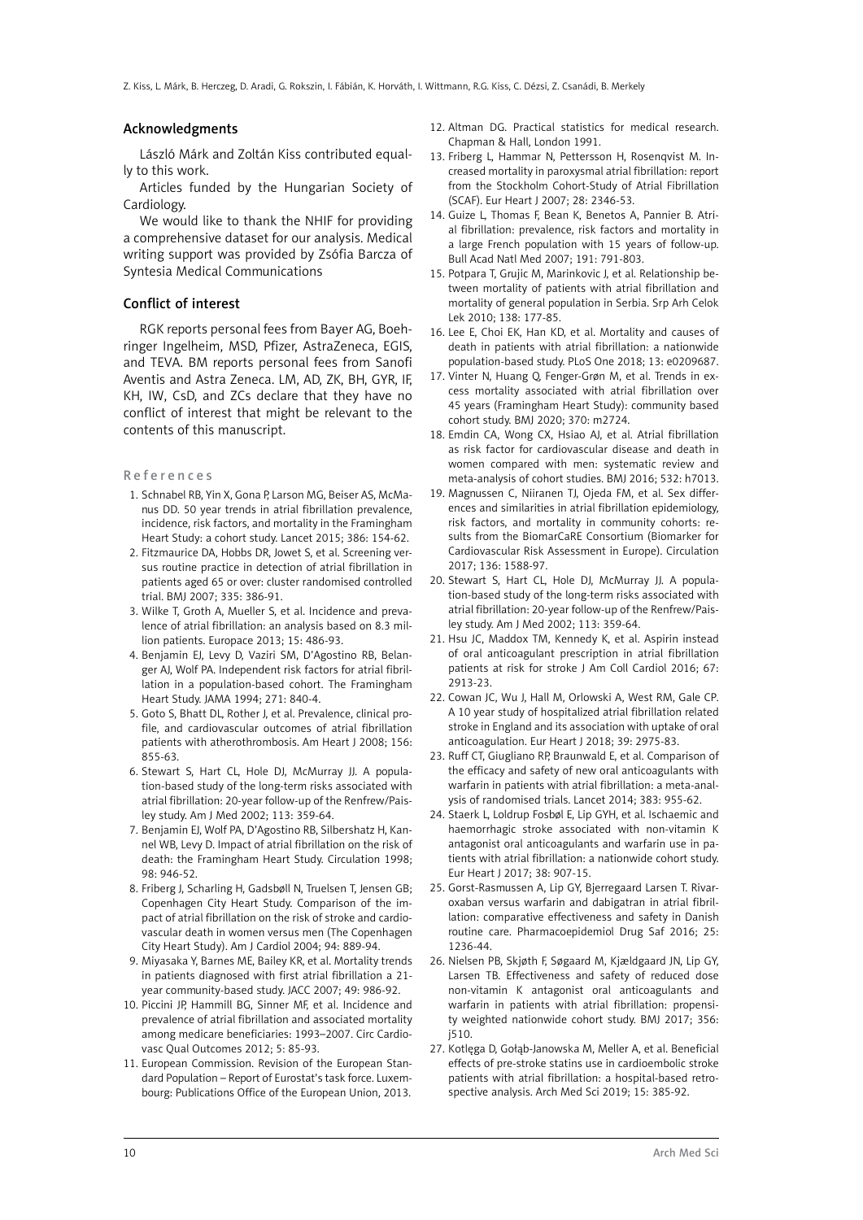## Acknowledgments

László Márk and Zoltán Kiss contributed equally to this work.

Articles funded by the Hungarian Society of Cardiology.

We would like to thank the NHIF for providing a comprehensive dataset for our analysis. Medical writing support was provided by Zsófia Barcza of Syntesia Medical Communications

## Conflict of interest

RGK reports personal fees from Bayer AG, Boehringer Ingelheim, MSD, Pfizer, AstraZeneca, EGIS, and TEVA. BM reports personal fees from Sanofi Aventis and Astra Zeneca. LM, AD, ZK, BH, GYR, IF, KH, IW, CsD, and ZCs declare that they have no conflict of interest that might be relevant to the contents of this manuscript.

## References

1. Schnabel RB, Yin X, Gona P, Larson MG, Beiser AS, McManus DD. 50 year trends in atrial fibrillation prevalence, incidence, risk factors, and mortality in the Framingham Heart Study: a cohort study. Lancet 2015; 386: 154-62.
2. Fitzmaurice DA, Hobbs DR, Jowet S, et al. Screening versus routine practice in detection of atrial fibrillation in patients aged 65 or over: cluster randomised controlled trial. BMJ 2007; 335: 386-91.
3. Wilke T, Groth A, Mueller S, et al. Incidence and prevalence of atrial fibrillation: an analysis based on 8.3 million patients. Europace 2013; 15: 486-93.
4. Benjamin EJ, Levy D, Vaziri SM, D'Agostino RB, Belanger AJ, Wolf PA. Independent risk factors for atrial fibrillation in a population-based cohort. The Framingham Heart Study. JAMA 1994; 271: 840-4.
5. Goto S, Bhatt DL, Rother J, et al. Prevalence, clinical profile, and cardiovascular outcomes of atrial fibrillation patients with atherothrombosis. Am Heart J 2008; 156: 855-63.
6. Stewart S, Hart CL, Hole DJ, McMurray JJ. A population-based study of the long-term risks associated with atrial fibrillation: 20-year follow-up of the Renfrew/Paisley study. Am J Med 2002; 113: 359-64.
7. Benjamin EJ, Wolf PA, D'Agostino RB, Silbershatz H, Kannel WB, Levy D. Impact of atrial fibrillation on the risk of death: the Framingham Heart Study. Circulation 1998; 98: 946-52.
8. Friberg J, Scharling H, Gadsbøll N, Truelsen T, Jensen GB; Copenhagen City Heart Study. Comparison of the impact of atrial fibrillation on the risk of stroke and cardiovascular death in women versus men (The Copenhagen City Heart Study). Am J Cardiol 2004; 94: 889-94.
9. Miyasaka Y, Barnes ME, Bailey KR, et al. Mortality trends in patients diagnosed with first atrial fibrillation a 21-year community-based study. JACC 2007; 49: 986-92.
10. Piccini JP, Hammill BG, Sinner MF, et al. Incidence and prevalence of atrial fibrillation and associated mortality among medicare beneficiaries: 1993–2007. Circ Cardiovasc Qual Outcomes 2012; 5: 85-93.
11. European Commission. Revision of the European Standard Population – Report of Eurostat's task force. Luxembourg: Publications Office of the European Union, 2013.
12. Altman DG. Practical statistics for medical research. Chapman & Hall, London 1991.
13. Friberg L, Hammar N, Pettersson H, Rosenqvist M. Increased mortality in paroxysmal atrial fibrillation: report from the Stockholm Cohort-Study of Atrial Fibrillation (SCAF). Eur Heart J 2007; 28: 2346-53.
14. Guize L, Thomas F, Bean K, Benetos A, Pannier B. Atrial fibrillation: prevalence, risk factors and mortality in a large French population with 15 years of follow-up. Bull Acad Natl Med 2007; 191: 791-803.
15. Potpara T, Grujic M, Marinkovic J, et al. Relationship between mortality of patients with atrial fibrillation and mortality of general population in Serbia. Srp Arh Celok Lek 2010; 138: 177-85.
16. Lee E, Choi EK, Han KD, et al. Mortality and causes of death in patients with atrial fibrillation: a nationwide population-based study. PLoS One 2018; 13: e0209687.
17. Vinter N, Huang Q, Fenger-Grøn M, et al. Trends in excess mortality associated with atrial fibrillation over 45 years (Framingham Heart Study): community based cohort study. BMJ 2020; 370: m2724.
18. Emdin CA, Wong CX, Hsiao AJ, et al. Atrial fibrillation as risk factor for cardiovascular disease and death in women compared with men: systematic review and meta-analysis of cohort studies. BMJ 2016; 532: h7013.
19. Magnussen C, Niiranen TJ, Ojeda FM, et al. Sex differences and similarities in atrial fibrillation epidemiology, risk factors, and mortality in community cohorts: results from the BiomarCaRE Consortium (Biomarker for Cardiovascular Risk Assessment in Europe). Circulation 2017; 136: 1588-97.
20. Stewart S, Hart CL, Hole DJ, McMurray JJ. A population-based study of the long-term risks associated with atrial fibrillation: 20-year follow-up of the Renfrew/Paisley study. Am J Med 2002; 113: 359-64.
21. Hsu JC, Maddox TM, Kennedy K, et al. Aspirin instead of oral anticoagulant prescription in atrial fibrillation patients at risk for stroke J Am Coll Cardiol 2016; 67: 2913-23.
22. Cowan JC, Wu J, Hall M, Orlowski A, West RM, Gale CP. A 10 year study of hospitalized atrial fibrillation related stroke in England and its association with uptake of oral anticoagulation. Eur Heart J 2018; 39: 2975-83.
23. Ruff CT, Giugliano RP, Braunwald E, et al. Comparison of the efficacy and safety of new oral anticoagulants with warfarin in patients with atrial fibrillation: a meta-analysis of randomised trials. Lancet 2014; 383: 955-62.
24. Staerk L, Loldrup Fosbøl E, Lip GYH, et al. Ischaemic and haemorrhagic stroke associated with non-vitamin K antagonist oral anticoagulants and warfarin use in patients with atrial fibrillation: a nationwide cohort study. Eur Heart J 2017; 38: 907-15.
25. Gorst-Rasmussen A, Lip GY, Bjerregaard Larsen T. Rivaroxaban versus warfarin and dabigatran in atrial fibrillation: comparative effectiveness and safety in Danish routine care. Pharmacoepidemiol Drug Saf 2016; 25: 1236-44.
26. Nielsen PB, Skjøth F, Søgaard M, Kjældgaard JN, Lip GY, Larsen TB. Effectiveness and safety of reduced dose non-vitamin K antagonist oral anticoagulants and warfarin in patients with atrial fibrillation: propensity weighted nationwide cohort study. BMJ 2017; 356: j510.
27. Kotlęga D, Gołąb-Janowska M, Meller A, et al. Beneficial effects of pre-stroke statins use in cardioembolic stroke patients with atrial fibrillation: a hospital-based retrospective analysis. Arch Med Sci 2019; 15: 385-92.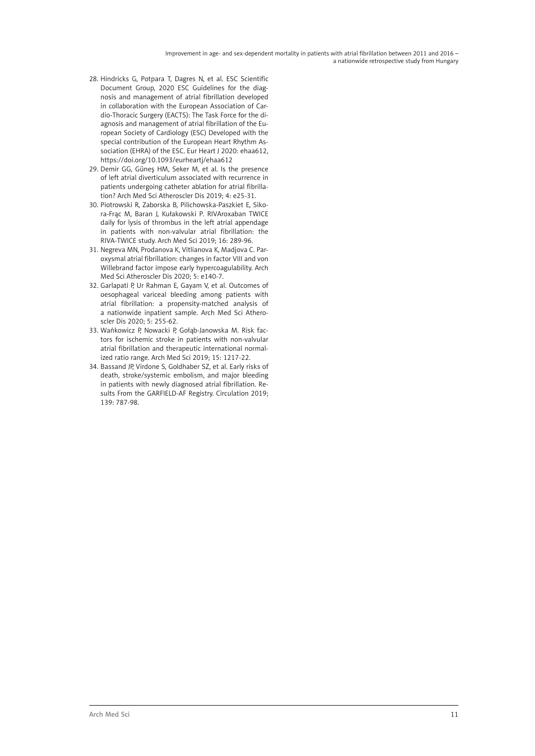28. Hindricks G, Potpara T, Dagres N, et al. ESC Scientific Document Group, 2020 ESC Guidelines for the diagnosis and management of atrial fibrillation developed in collaboration with the European Association of Cardio-Thoracic Surgery (EACTS): The Task Force for the diagnosis and management of atrial fibrillation of the European Society of Cardiology (ESC) Developed with the special contribution of the European Heart Rhythm Association (EHRA) of the ESC. Eur Heart J 2020: ehaa612, https://doi.org/10.1093/eurheartj/ehaa612
29. Demir GG, Güneş HM, Seker M, et al. Is the presence of left atrial diverticulum associated with recurrence in patients undergoing catheter ablation for atrial fibrillation? Arch Med Sci Atheroscler Dis 2019; 4: e25-31.
30. Piotrowski R, Zaborska B, Pilichowska-Paszkiet E, Sikora-Frąc M, Baran J, Kułakowski P. RIVAroxaban TWICE daily for lysis of thrombus in the left atrial appendage in patients with non-valvular atrial fibrillation: the RIVA-TWICE study. Arch Med Sci 2019; 16: 289-96.
31. Negreva MN, Prodanova K, Vitlianova K, Madjova C. Paroxysmal atrial fibrillation: changes in factor VIII and von Willebrand factor impose early hypercoagulability. Arch Med Sci Atheroscler Dis 2020; 5: e140-7.
32. Garlapati P, Ur Rahman E, Gayam V, et al. Outcomes of oesophageal variceal bleeding among patients with atrial fibrillation: a propensity-matched analysis of a nationwide inpatient sample. Arch Med Sci Atheroscler Dis 2020; 5: 255-62.
33. Wańkowicz P, Nowacki P, Gołąb-Janowska M. Risk factors for ischemic stroke in patients with non-valvular atrial fibrillation and therapeutic international normalized ratio range. Arch Med Sci 2019; 15: 1217-22.
34. Bassand JP, Virdone S, Goldhaber SZ, et al. Early risks of death, stroke/systemic embolism, and major bleeding in patients with newly diagnosed atrial fibrillation. Results From the GARFIELD-AF Registry. Circulation 2019; 139: 787-98.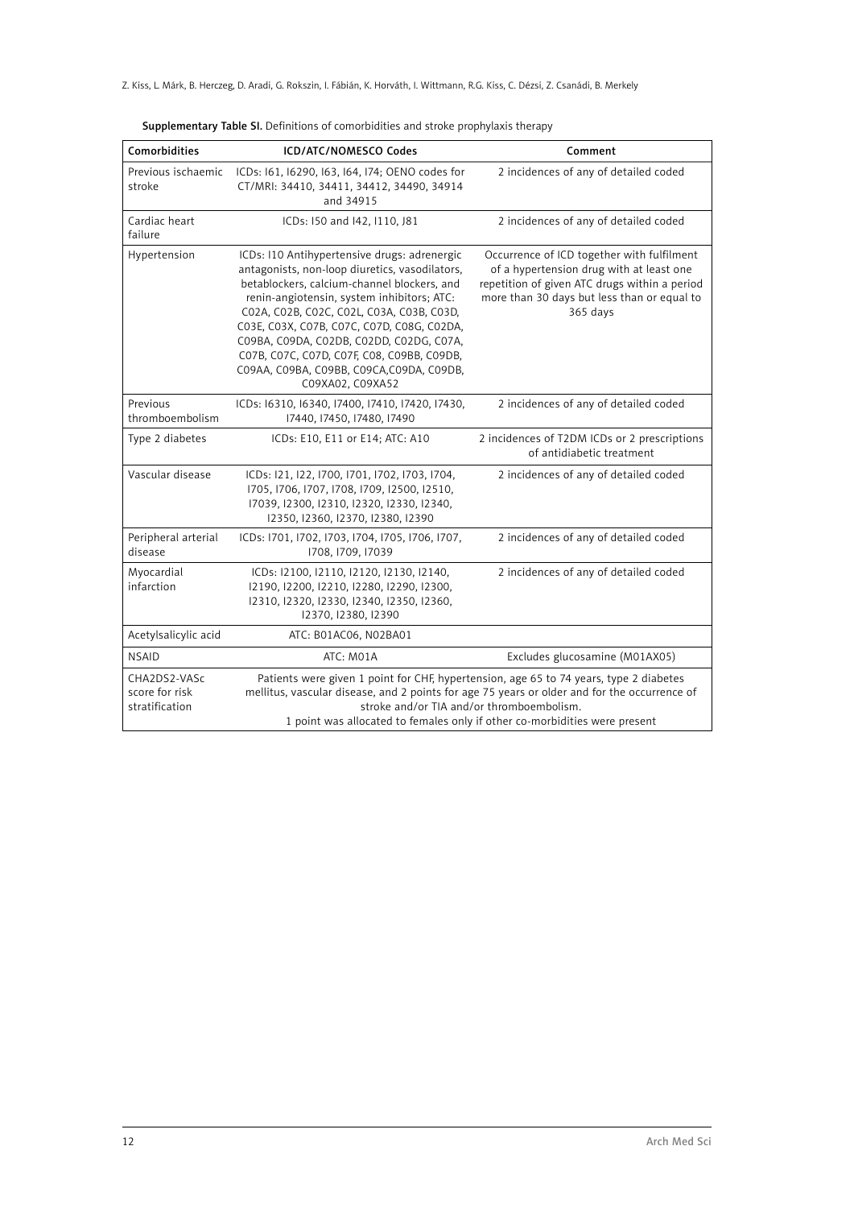**Supplementary Table SI.** Definitions of comorbidities and stroke prophylaxis therapy

| Comorbidities | ICD/ATC/NOMESCO Codes | Comment |
|---|---|---|
| Previous ischaemic stroke | ICDs: I61, I6290, I63, I64, I74; OENO codes for CT/MRI: 34410, 34411, 34412, 34490, 34914 and 34915 | 2 incidences of any of detailed coded |
| Cardiac heart failure | ICDs: I50 and I42, I110, J81 | 2 incidences of any of detailed coded |
| Hypertension | ICDs: I10 Antihypertensive drugs: adrenergic antagonists, non-loop diuretics, vasodilators, betablockers, calcium-channel blockers, and renin-angiotensin, system inhibitors; ATC: C02A, C02B, C02C, C02L, C03A, C03B, C03D, C03E, C03X, C07B, C07C, C07D, C08G, C02DA, C09BA, C09DA, C02DB, C02DD, C02DG, C07A, C07B, C07C, C07D, C07F, C08, C09BB, C09DB, C09AA, C09BA, C09BB, C09CA,C09DA, C09DB, C09XA02, C09XA52 | Occurrence of ICD together with fulfilment of a hypertension drug with at least one repetition of given ATC drugs within a period more than 30 days but less than or equal to 365 days |
| Previous thromboembolism | ICDs: I6310, I6340, I7400, I7410, I7420, I7430, I7440, I7450, I7480, I7490 | 2 incidences of any of detailed coded |
| Type 2 diabetes | ICDs: E10, E11 or E14; ATC: A10 | 2 incidences of T2DM ICDs or 2 prescriptions of antidiabetic treatment |
| Vascular disease | ICDs: I21, I22, I700, I701, I702, I703, I704, I705, I706, I707, I708, I709, I2500, I2510, I7039, I2300, I2310, I2320, I2330, I2340, I2350, I2360, I2370, I2380, I2390 | 2 incidences of any of detailed coded |
| Peripheral arterial disease | ICDs: I701, I702, I703, I704, I705, I706, I707, I708, I709, I7039 | 2 incidences of any of detailed coded |
| Myocardial infarction | ICDs: I2100, I2110, I2120, I2130, I2140, I2190, I2200, I2210, I2280, I2290, I2300, I2310, I2320, I2330, I2340, I2350, I2360, I2370, I2380, I2390 | 2 incidences of any of detailed coded |
| Acetylsalicylic acid | ATC: B01AC06, N02BA01 | |
| NSAID | ATC: M01A | Excludes glucosamine (M01AX05) |
| CHA2DS2-VASc score for risk stratification | Patients were given 1 point for CHF, hypertension, age 65 to 74 years, type 2 diabetes mellitus, vascular disease, and 2 points for age 75 years or older and for the occurrence of stroke and/or TIA and/or thromboembolism. 1 point was allocated to females only if other co-morbidities were present | |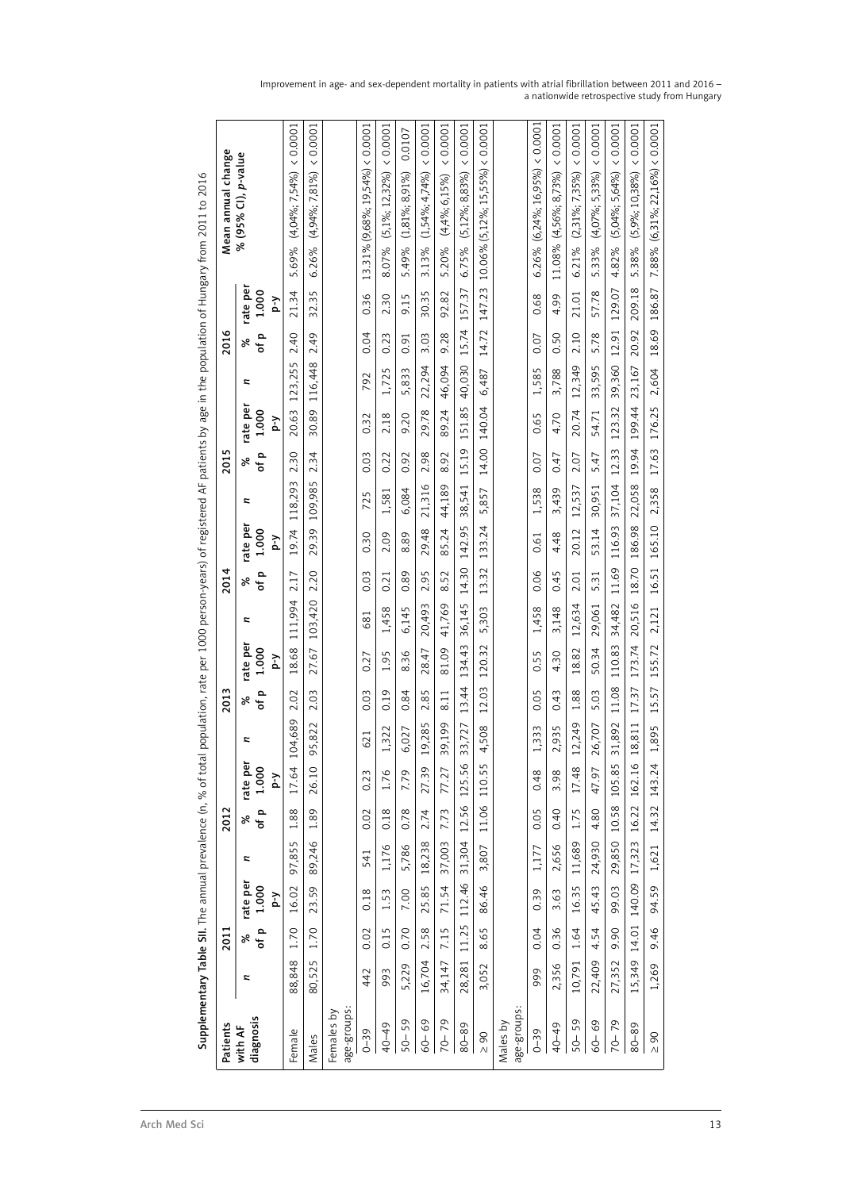**Supplementary Table SII.** The annual prevalence (n, % of total population, rate per 1000 person-years) of registered AF patients by age in the population of Hungary from 2011 to 2016

| Patients with AF diagnosis | 2011 | | | 2012 | | | 2013 | | | 2014 | | | 2015 | | | 2016 | | | Mean annual change % (95% CI), *p*-value | |
|---|---|---|---|---|---|---|---|---|---|---|---|---|---|---|---|---|---|---|---|---|
| | *n* | % of p | rate per 1.000 p-y | *n* | % of p | rate per 1.000 p-y | *n* | % of p | rate per 1.000 p-y | *n* | % of p | rate per 1.000 p-y | *n* | % of p | rate per 1.000 p-y | *n* | % of p | rate per 1.000 p-y | | |
| Female | 88,848 | 1.70 | 16.02 | 97,855 | 1.88 | 17.64 | 104,689 | 2.02 | 18.68 | 111,994 | 2.17 | 19.74 | 118,293 | 2.30 | 20.63 | 123,255 | 2.40 | 21.34 | 5.69% (4,04%; 7,54%) | < 0.0001 |
| Males | 80,525 | 1.70 | 23.59 | 89,246 | 1.89 | 26.10 | 95,822 | 2.03 | 27.67 | 103,420 | 2.20 | 29.39 | 109,985 | 2.34 | 30.89 | 116,448 | 2.49 | 32.35 | 6.26% (4,94%; 7,81%) | < 0.0001 |
| Females by age-groups: | | | | | | | | | | | | | | | | | | | | |
| 0–39 | 442 | 0.02 | 0.18 | 541 | 0.02 | 0.23 | 621 | 0.03 | 0.27 | 681 | 0.03 | 0.30 | 725 | 0.03 | 0.32 | 792 | 0.04 | 0.36 | 13.31% (9,68%; 19,54%) | < 0.0001 |
| 40–49 | 993 | 0.15 | 1.53 | 1,176 | 0.18 | 1.76 | 1,322 | 0.19 | 1.95 | 1,458 | 0.21 | 2.09 | 1,581 | 0.22 | 2.18 | 1,725 | 0.23 | 2.30 | 8.07% (5,1%; 12,32%) | < 0.0001 |
| 50– 59 | 5,229 | 0.70 | 7.00 | 5,786 | 0.78 | 7.79 | 6,027 | 0.84 | 8.36 | 6,145 | 0.89 | 8.89 | 6,084 | 0.92 | 9.20 | 5,833 | 0.91 | 9.15 | 5.49% (1,81%; 8,91%) | 0.0107 |
| 60– 69 | 16,704 | 2.58 | 25.85 | 18,238 | 2.74 | 27.39 | 19,285 | 2.85 | 28.47 | 20,493 | 2.95 | 29.48 | 21,316 | 2.98 | 29.78 | 22,294 | 3.03 | 30.35 | 3.13% (1,54%; 4,74%) | < 0.0001 |
| 70– 79 | 34,147 | 7.15 | 71.54 | 37,003 | 7.73 | 77.27 | 39,199 | 8.11 | 81.09 | 41,769 | 8.52 | 85.24 | 44,189 | 8.92 | 89.24 | 46,094 | 9.28 | 92.82 | 5.20% (4,4%; 6,15%) | < 0.0001 |
| 80–89 | 28,281 | 11.25 | 112.46 | 31,304 | 12.56 | 125.56 | 33,727 | 13.44 | 134.43 | 36,145 | 14.30 | 142.95 | 38,541 | 15.19 | 151.85 | 40,030 | 15.74 | 157.37 | 6.75% (5,12%; 8,83%) | < 0.0001 |
| ≥ 90 | 3,052 | 8.65 | 86.46 | 3,807 | 11.06 | 110.55 | 4,508 | 12.03 | 120.32 | 5,303 | 13.32 | 133.24 | 5,857 | 14.00 | 140.04 | 6,487 | 14.72 | 147.23 | 10.06% (5,12%; 15,55%) | < 0.0001 |
| Males by age-groups: | | | | | | | | | | | | | | | | | | | | |
| 0–39 | 999 | 0.04 | 0.39 | 1,177 | 0.05 | 0.48 | 1,333 | 0.05 | 0.55 | 1,458 | 0.06 | 0.61 | 1,538 | 0.07 | 0.65 | 1,585 | 0.07 | 0.68 | 6.26% (6,24%; 16,95%) | < 0.0001 |
| 40–49 | 2,356 | 0.36 | 3.63 | 2,656 | 0.40 | 3.98 | 2,935 | 0.43 | 4.30 | 3,148 | 0.45 | 4.48 | 3,439 | 0.47 | 4.70 | 3,788 | 0.50 | 4.99 | 11.08% (4,56%; 8,73%) | < 0.0001 |
| 50– 59 | 10,791 | 1.64 | 16.35 | 11,689 | 1.75 | 17.48 | 12,249 | 1.88 | 18.82 | 12,634 | 2.01 | 20.12 | 12,537 | 2.07 | 20.74 | 12,349 | 2.10 | 21.01 | 6.21% (2,31%; 7,35%) | < 0.0001 |
| 60– 69 | 22,409 | 4.54 | 45.43 | 24,930 | 4.80 | 47.97 | 26,707 | 5.03 | 50.34 | 29,061 | 5.31 | 53.14 | 30,951 | 5.47 | 54.71 | 33,595 | 5.78 | 57.78 | 5.33% (4,07%; 5,33%) | < 0.0001 |
| 70– 79 | 27,352 | 9.90 | 99.03 | 29,850 | 10.58 | 105.85 | 31,892 | 11.08 | 110.83 | 34,482 | 11.69 | 116.93 | 37,104 | 12.33 | 123.32 | 39,360 | 12.91 | 129.07 | 4.82% (5,04%; 5,64%) | < 0.0001 |
| 80–89 | 15,349 | 14.01 | 140.09 | 17,323 | 16.22 | 162.16 | 18,811 | 17.37 | 173.74 | 20,516 | 18.70 | 186.98 | 22,058 | 19.94 | 199.44 | 23,167 | 20.92 | 209.18 | 5.38% (5,9%; 10,38%) | < 0.0001 |
| ≥ 90 | 1,269 | 9.46 | 94.59 | 1,621 | 14.32 | 143.24 | 1,895 | 15.57 | 155.72 | 2,121 | 16.51 | 165.10 | 2,358 | 17.63 | 176.25 | 2,604 | 18.69 | 186.87 | 7.88% (6,31%; 22,16%) | < 0.0001 |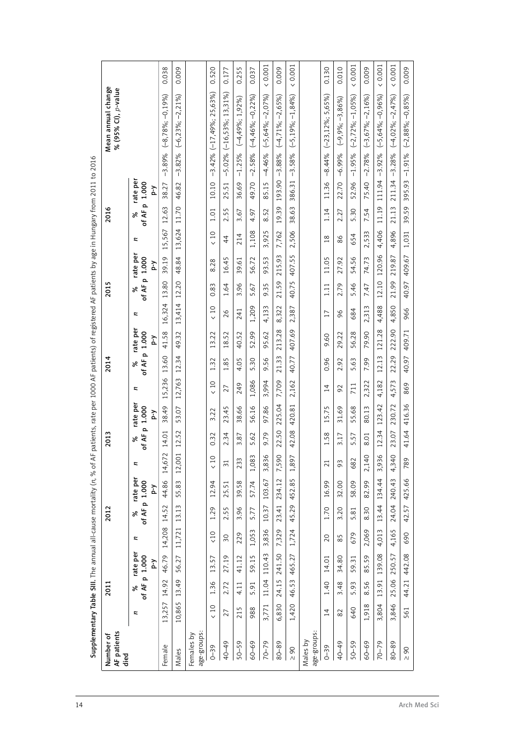**Supplementary Table SIII.** The annual all-cause mortality (*n*, % of AF patients, rate per 1000 AF patients) of registered AF patients by age in Hungary from 2011 to 2016

| Number of AF patients died | 2011 | | | 2012 | | | 2013 | | | 2014 | | | 2015 | | | 2016 | | | Mean annual change % (95% CI), *p*-value | |
|---|---|---|---|---|---|---|---|---|---|---|---|---|---|---|---|---|---|---|---|---|
| | *n* | % of AF p | rate per 1.000 p-y | *n* | % of AF p | rate per 1.000 p-y | *n* | % of AF p | rate per 1.000 p-y | *n* | % of AF p | rate per 1.000 p-y | *n* | % of AF p | rate per 1.000 p-y | *n* | % of AF p | rate per 1.000 p-y | | |
| Female | 13,257 | 14.92 | 46.79 | 14,208 | 14.52 | 44.86 | 14,672 | 14.01 | 38.49 | 15,236 | 13.60 | 41.58 | 16,324 | 13.80 | 39.19 | 15,567 | 12.63 | 38.27 | –3.89% (–8,78%; –0,19%) | 0.038 |
| Males | 10,865 | 13.49 | 56.27 | 11,721 | 13.13 | 55.83 | 12,001 | 12.52 | 53.07 | 12,763 | 12.34 | 49.32 | 13,414 | 12.20 | 48.84 | 13,624 | 11.70 | 46.82 | –3.82% (–6,23%; –2,21%) | 0.009 |
| Females by age-groups: | | | | | | | | | | | | | | | | | | | | |
| 0–39 | < 10 | 1.36 | 13.57 | <10 | 1.29 | 12.94 | < 10 | 0.32 | 3.22 | < 10 | 1.32 | 13.22 | < 10 | 0.83 | 8.28 | < 10 | 1.01 | 10.10 | –3.42% (–17,49%; 25,63%) | 0.520 |
| 40–49 | 27 | 2.72 | 27.19 | 30 | 2.55 | 25.51 | 31 | 2.34 | 23.45 | 27 | 1.85 | 18.52 | 26 | 1.64 | 16.45 | 44 | 2.55 | 25.51 | –5.02% (–16,53%; 13,31%) | 0.177 |
| 50–59 | 215 | 4.11 | 41.12 | 229 | 3.96 | 39.58 | 233 | 3.87 | 38.66 | 249 | 4.05 | 40.52 | 241 | 3.96 | 39.61 | 214 | 3.67 | 36.69 | –1.25% (–4,49%; 1,92%) | 0.255 |
| 60–69 | 988 | 5.91 | 59.15 | 1,053 | 5.77 | 57.74 | 1,083 | 5.62 | 56.16 | 1,086 | 5.30 | 52.99 | 1,209 | 5.67 | 56.72 | 1,108 | 4.97 | 49.70 | –2.58% (–4,46%; –0,22%) | 0.037 |
| 70–79 | 3,771 | 11.04 | 110.43 | 3,836 | 10.37 | 103.67 | 3,836 | 9.79 | 97.86 | 3,994 | 9.56 | 95.62 | 4,133 | 9.35 | 93.53 | 3,925 | 8.52 | 85.15 | –4.46% (–5,64%; –2,07%) | < 0.001 |
| 80–89 | 6,830 | 24.15 | 241.50 | 7,329 | 23.41 | 234.12 | 7,590 | 22.50 | 225.04 | 7,709 | 21.33 | 213.28 | 8,322 | 21.59 | 215.93 | 7,762 | 19.39 | 193.90 | –3.88% (–4,71%; –2,65%) | 0.009 |
| ≥ 90 | 1,420 | 46.53 | 465.27 | 1,724 | 45.29 | 452.85 | 1,897 | 42.08 | 420.81 | 2,162 | 40.77 | 407.69 | 2,387 | 40.75 | 407.55 | 2,506 | 38.63 | 386.31 | –3.58% (–5,19%; –1,84%) | < 0.001 |
| Males by age-groups: | | | | | | | | | | | | | | | | | | | | |
| 0–39 | 14 | 1.40 | 14.01 | 20 | 1.70 | 16.99 | 21 | 1.58 | 15.75 | 14 | 0.96 | 9.60 | 17 | 1.11 | 11.05 | 18 | 1.14 | 11.36 | –8.44% (–23,12%; 5,65%) | 0.130 |
| 40–49 | 82 | 3.48 | 34.80 | 85 | 3.20 | 32.00 | 93 | 3.17 | 31.69 | 92 | 2.92 | 29.22 | 96 | 2.79 | 27.92 | 86 | 2.27 | 22.70 | –6.99% (–9,9%; –3,86%) | 0.010 |
| 50–59 | 640 | 5.93 | 59.31 | 679 | 5.81 | 58.09 | 682 | 5.57 | 55.68 | 711 | 5.63 | 56.28 | 684 | 5.46 | 54.56 | 654 | 5.30 | 52.96 | –1.95% (–2,72%; –1,05%) | < 0.001 |
| 60–69 | 1,918 | 8.56 | 85.59 | 2,069 | 8.30 | 82.99 | 2,140 | 8.01 | 80.13 | 2,322 | 7.99 | 79.90 | 2,313 | 7.47 | 74.73 | 2,533 | 7.54 | 75.40 | –2.78% (–3,67%; –2,16%) | 0.009 |
| 70–79 | 3,804 | 13.91 | 139.08 | 4,013 | 13.44 | 134.44 | 3,936 | 12.34 | 123.42 | 4,182 | 12.13 | 121.28 | 4,488 | 12.10 | 120.96 | 4,406 | 11.19 | 111.94 | –3.92% (–5,64%; –0,96%) | < 0.001 |
| 80–89 | 3,846 | 25.06 | 250.57 | 4,165 | 24.04 | 240.43 | 4,340 | 23.07 | 230.72 | 4,573 | 22.29 | 222.90 | 4,850 | 21.99 | 219.87 | 4,896 | 21.13 | 211.34 | –3.28% (–4,02%; –2,47%) | < 0.001 |
| ≥ 90 | 561 | 44.21 | 442.08 | 690 | 42.57 | 425.66 | 789 | 41.64 | 416.36 | 869 | 40.97 | 409.71 | 966 | 40.97 | 409.67 | 1,031 | 39.59 | 395.93 | –1.91% (–2,88%; –0,85%) | 0.009 |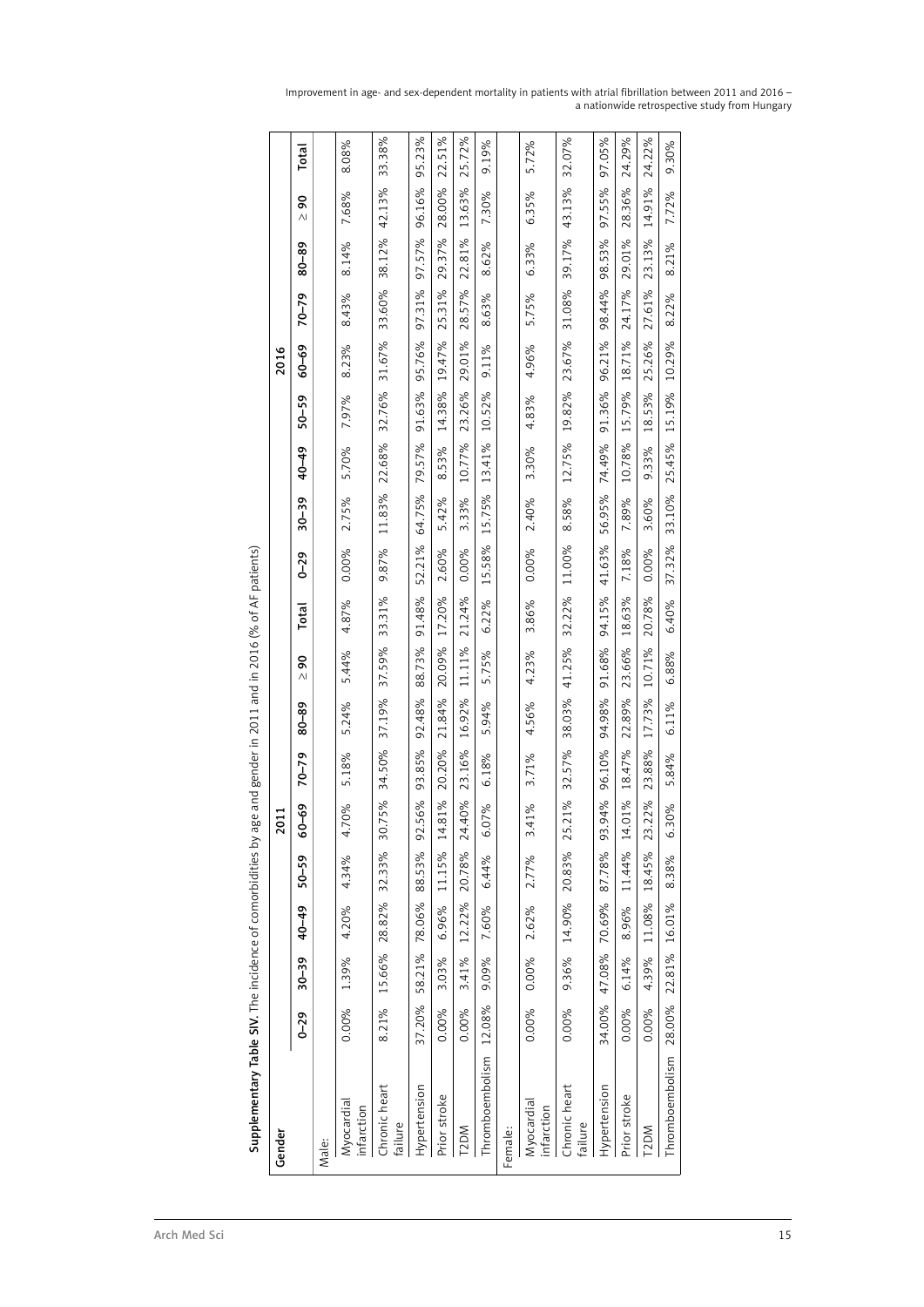**Supplementary Table SIV.** The incidence of comorbidities by age and gender in 2011 and in 2016 (% of AF patients)

| Gender | 2011 | | | | | | | | | 2016 | | | | | | | | |
|---|---|---|---|---|---|---|---|---|---|---|---|---|---|---|---|---|---|---|
| | 0–29 | 30–39 | 40–49 | 50–59 | 60–69 | 70–79 | 80–89 | ≥ 90 | Total | 0–29 | 30–39 | 40–49 | 50–59 | 60–69 | 70–79 | 80–89 | ≥ 90 | Total |
| Male: | | | | | | | | | | | | | | | | | | |
| Myocardial infarction | 0.00% | 1.39% | 4.20% | 4.34% | 4.70% | 5.18% | 5.24% | 5.44% | 4.87% | 0.00% | 2.75% | 5.70% | 7.97% | 8.23% | 8.43% | 8.14% | 7.68% | 8.08% |
| Chronic heart failure | 8.21% | 15.66% | 28.82% | 32.33% | 30.75% | 34.50% | 37.19% | 37.59% | 33.31% | 9.87% | 11.83% | 22.68% | 32.76% | 31.67% | 33.60% | 38.12% | 42.13% | 33.38% |
| Hypertension | 37.20% | 58.21% | 78.06% | 88.53% | 92.56% | 93.85% | 92.48% | 88.73% | 91.48% | 52.21% | 64.75% | 79.57% | 91.63% | 95.76% | 97.31% | 97.57% | 96.16% | 95.23% |
| Prior stroke | 0.00% | 3.03% | 6.96% | 11.15% | 14.81% | 20.20% | 21.84% | 20.09% | 17.20% | 2.60% | 5.42% | 8.53% | 14.38% | 19.47% | 25.31% | 29.37% | 28.00% | 22.51% |
| T2DM | 0.00% | 3.41% | 12.22% | 20.78% | 24.40% | 23.16% | 16.92% | 11.11% | 21.24% | 0.00% | 3.33% | 10.77% | 23.26% | 29.01% | 28.57% | 22.81% | 13.63% | 25.72% |
| Thromboembolism | 12.08% | 9.09% | 7.60% | 6.44% | 6.07% | 6.18% | 5.94% | 5.75% | 6.22% | 15.58% | 15.75% | 13.41% | 10.52% | 9.11% | 8.63% | 8.62% | 7.30% | 9.19% |
| Female: | | | | | | | | | | | | | | | | | | |
| Myocardial infarction | 0.00% | 0.00% | 2.62% | 2.77% | 3.41% | 3.71% | 4.56% | 4.23% | 3.86% | 0.00% | 2.40% | 3.30% | 4.83% | 4.96% | 5.75% | 6.33% | 6.35% | 5.72% |
| Chronic heart failure | 0.00% | 9.36% | 14.90% | 20.83% | 25.21% | 32.57% | 38.03% | 41.25% | 32.22% | 11.00% | 8.58% | 12.75% | 19.82% | 23.67% | 31.08% | 39.17% | 43.13% | 32.07% |
| Hypertension | 34.00% | 47.08% | 70.69% | 87.78% | 93.94% | 96.10% | 94.98% | 91.68% | 94.15% | 41.63% | 56.95% | 74.49% | 91.36% | 96.21% | 98.44% | 98.53% | 97.55% | 97.05% |
| Prior stroke | 0.00% | 6.14% | 8.96% | 11.44% | 14.01% | 18.47% | 22.89% | 23.66% | 18.63% | 7.18% | 7.89% | 10.78% | 15.79% | 18.71% | 24.17% | 29.01% | 28.36% | 24.29% |
| T2DM | 0.00% | 4.39% | 11.08% | 18.45% | 23.22% | 23.88% | 17.73% | 10.71% | 20.78% | 0.00% | 3.60% | 9.33% | 18.53% | 25.26% | 27.61% | 23.13% | 14.91% | 24.22% |
| Thromboembolism | 28.00% | 22.81% | 16.01% | 8.38% | 6.30% | 5.84% | 6.11% | 6.88% | 6.40% | 37.32% | 33.10% | 25.45% | 15.19% | 10.29% | 8.22% | 8.21% | 7.72% | 9.30% |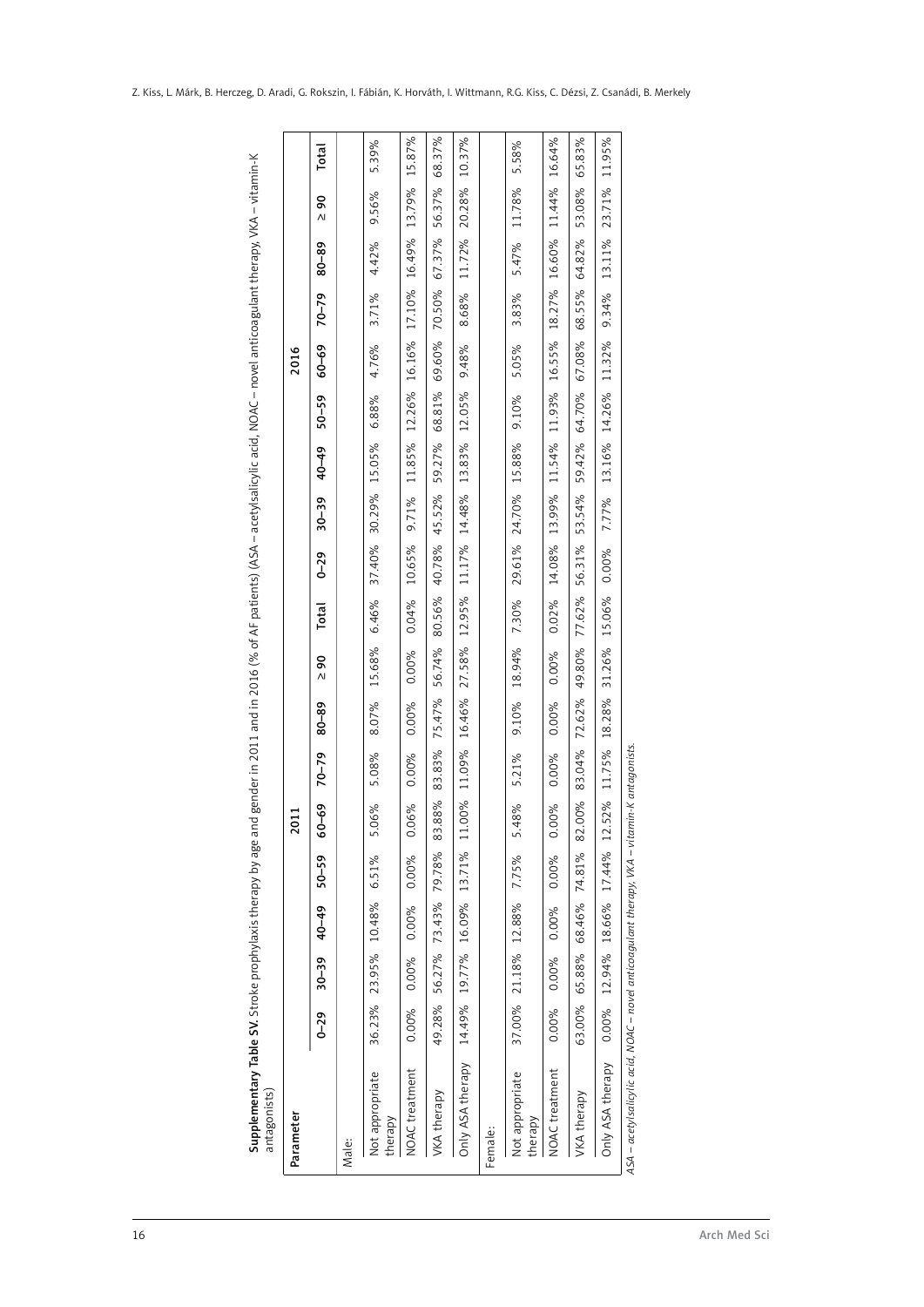**Supplementary Table SV.** Stroke prophylaxis therapy by age and gender in 2011 and in 2016 (% of AF patients) (ASA – acetylsalicylic acid, NOAC – novel anticoagulant therapy, VKA – vitamin-K antagonists)

| Parameter | 2011 | | | | | | | | | | 2016 | | | | | | | | | |
|---|---|---|---|---|---|---|---|---|---|---|---|---|---|---|---|---|---|---|---|---|
| | 0–29 | 30–39 | 40–49 | 50–59 | 60–69 | 70–79 | 80–89 | ≥ 90 | Total | | 0–29 | 30–39 | 40–49 | 50–59 | 60–69 | 70–79 | 80–89 | ≥ 90 | Total | |
| Male: | | | | | | | | | | | | | | | | | | | | |
| Not appropriate therapy | 36.23% | 23.95% | 10.48% | 6.51% | 5.06% | 5.08% | 8.07% | 15.68% | 6.46% | | 37.40% | 30.29% | 15.05% | 6.88% | 4.76% | 3.71% | 4.42% | 9.56% | 5.39% | |
| NOAC treatment | 0.00% | 0.00% | 0.00% | 0.00% | 0.06% | 0.00% | 0.00% | 0.00% | 0.04% | | 10.65% | 9.71% | 11.85% | 12.26% | 16.16% | 17.10% | 16.49% | 13.79% | 15.87% | |
| VKA therapy | 49.28% | 56.27% | 73.43% | 79.78% | 83.88% | 83.83% | 75.47% | 56.74% | 80.56% | | 40.78% | 45.52% | 59.27% | 68.81% | 69.60% | 70.50% | 67.37% | 56.37% | 68.37% | |
| Only ASA therapy | 14.49% | 19.77% | 16.09% | 13.71% | 11.00% | 11.09% | 16.46% | 27.58% | 12.95% | | 11.17% | 14.48% | 13.83% | 12.05% | 9.48% | 8.68% | 11.72% | 20.28% | 10.37% | |
| Female: | | | | | | | | | | | | | | | | | | | | |
| Not appropriate therapy | 37.00% | 21.18% | 12.88% | 7.75% | 5.48% | 5.21% | 9.10% | 18.94% | 7.30% | | 29.61% | 24.70% | 15.88% | 9.10% | 5.05% | 3.83% | 5.47% | 11.78% | 5.58% | |
| NOAC treatment | 0.00% | 0.00% | 0.00% | 0.00% | 0.00% | 0.00% | 0.00% | 0.00% | 0.02% | | 14.08% | 13.99% | 11.54% | 11.93% | 16.55% | 18.27% | 16.60% | 11.44% | 16.64% | |
| VKA therapy | 63.00% | 65.88% | 68.46% | 74.81% | 82.00% | 83.04% | 72.62% | 49.80% | 77.62% | | 56.31% | 53.54% | 59.42% | 64.70% | 67.08% | 68.55% | 64.82% | 53.08% | 65.83% | |
| Only ASA therapy | 0.00% | 12.94% | 18.66% | 17.44% | 12.52% | 11.75% | 18.28% | 31.26% | 15.06% | | 0.00% | 7.77% | 13.16% | 14.26% | 11.32% | 9.34% | 13.11% | 23.71% | 11.95% | |

*ASA – acetylsalicylic acid, NOAC – novel anticoagulant therapy, VKA – vitamin-K antagonists.*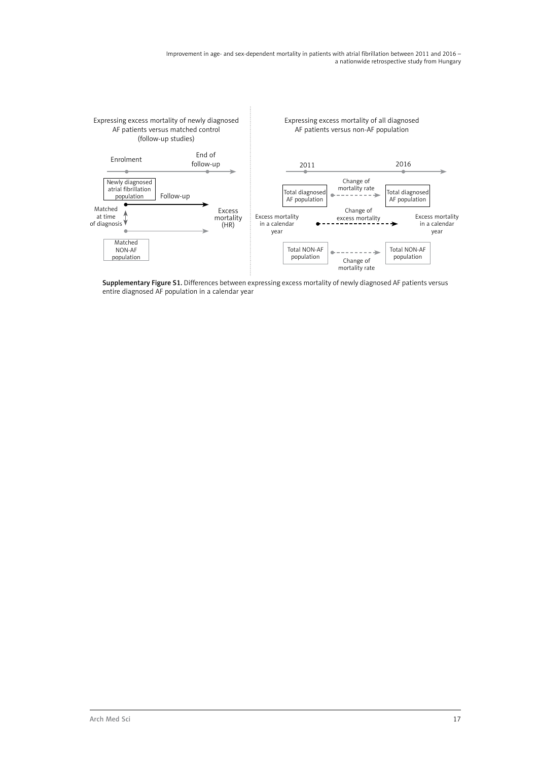Expressing excess mortality of newly diagnosed AF patients versus matched control (follow-up studies)

Enrolment

End of follow-up

Newly diagnosed atrial fibrillation population

Follow-up

Matched at time of diagnosis

Excess mortality (HR)

Matched NON-AF population

Expressing excess mortality of all diagnosed AF patients versus non-AF population

2011

2016

Total diagnosed AF population

Change of mortality rate

Total diagnosed AF population

Excess mortality in a calendar year

Change of excess mortality

Excess mortality in a calendar year

Total NON-AF population

Change of mortality rate

Total NON-AF population

**Supplementary Figure S1.** Differences between expressing excess mortality of newly diagnosed AF patients versus entire diagnosed AF population in a calendar year